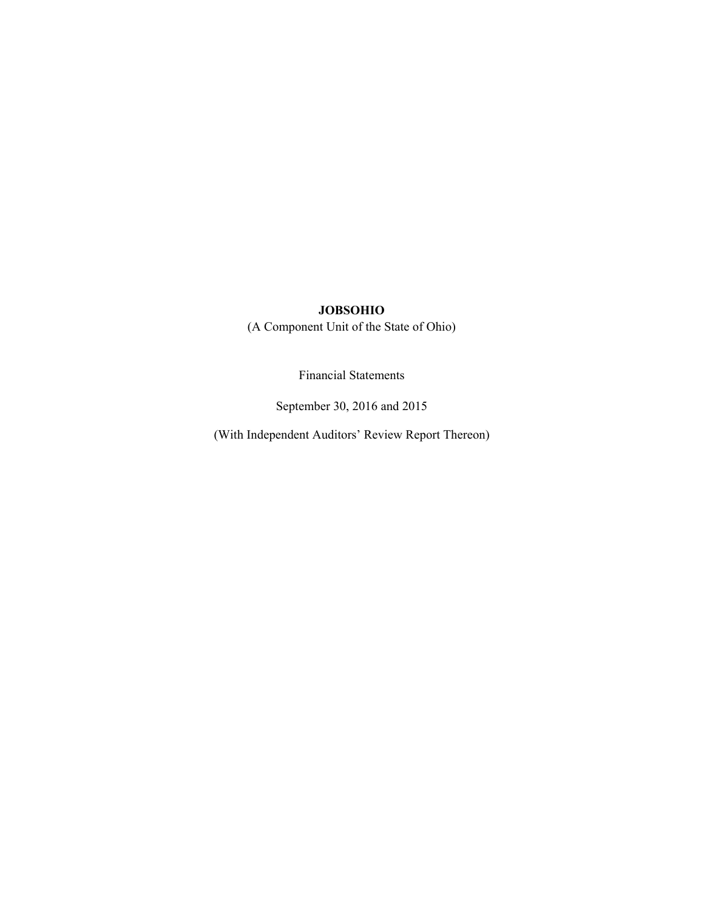# JOBSOHIO

(A Component Unit of the State of Ohio)

Financial Statements

September 30, 2016 and 2015

(With Independent Auditors' Review Report Thereon)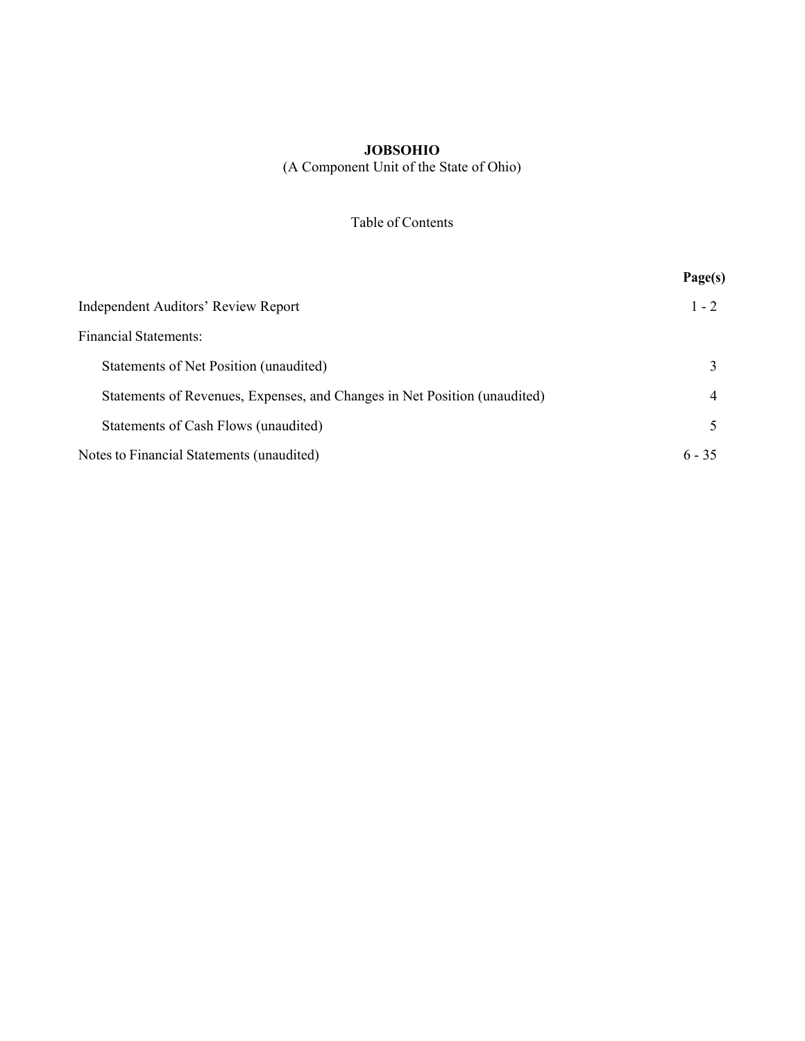**JOBSOHIO**

(A Component Unit of the State of Ohio)

Table of Contents

| | Page(s) |
|---|---|
| Independent Auditors' Review Report | 1 - 2 |
| Financial Statements: | |
| Statements of Net Position (unaudited) | 3 |
| Statements of Revenues, Expenses, and Changes in Net Position (unaudited) | 4 |
| Statements of Cash Flows (unaudited) | 5 |
| Notes to Financial Statements (unaudited) | 6 - 35 |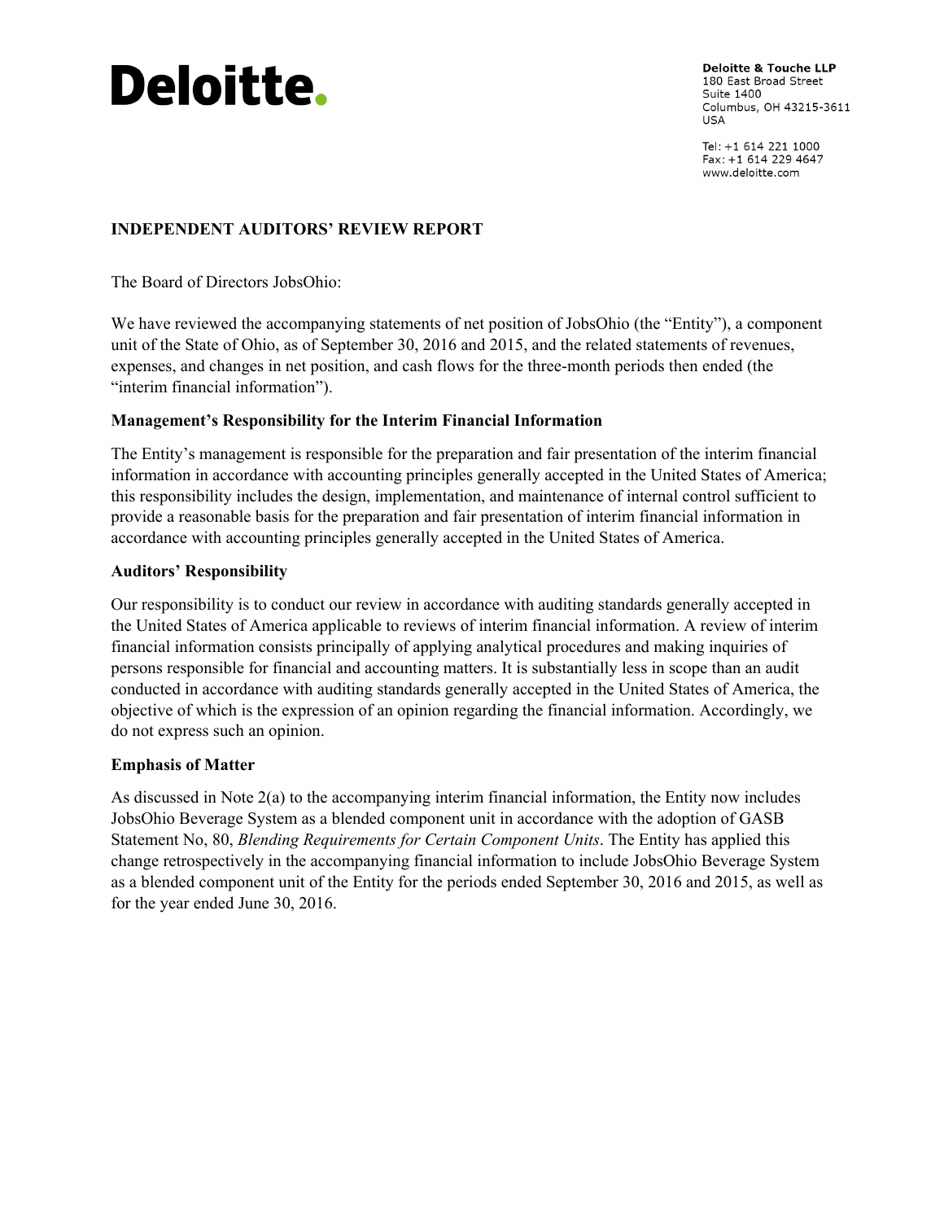**Deloitte.**

**Deloitte & Touche LLP**
180 East Broad Street
Suite 1400
Columbus, OH 43215-3611
USA

Tel: +1 614 221 1000
Fax: +1 614 229 4647
www.deloitte.com

## INDEPENDENT AUDITORS' REVIEW REPORT

The Board of Directors JobsOhio:

We have reviewed the accompanying statements of net position of JobsOhio (the "Entity"), a component unit of the State of Ohio, as of September 30, 2016 and 2015, and the related statements of revenues, expenses, and changes in net position, and cash flows for the three-month periods then ended (the "interim financial information").

### Management's Responsibility for the Interim Financial Information

The Entity's management is responsible for the preparation and fair presentation of the interim financial information in accordance with accounting principles generally accepted in the United States of America; this responsibility includes the design, implementation, and maintenance of internal control sufficient to provide a reasonable basis for the preparation and fair presentation of interim financial information in accordance with accounting principles generally accepted in the United States of America.

### Auditors' Responsibility

Our responsibility is to conduct our review in accordance with auditing standards generally accepted in the United States of America applicable to reviews of interim financial information. A review of interim financial information consists principally of applying analytical procedures and making inquiries of persons responsible for financial and accounting matters. It is substantially less in scope than an audit conducted in accordance with auditing standards generally accepted in the United States of America, the objective of which is the expression of an opinion regarding the financial information. Accordingly, we do not express such an opinion.

### Emphasis of Matter

As discussed in Note 2(a) to the accompanying interim financial information, the Entity now includes JobsOhio Beverage System as a blended component unit in accordance with the adoption of GASB Statement No, 80, *Blending Requirements for Certain Component Units*. The Entity has applied this change retrospectively in the accompanying financial information to include JobsOhio Beverage System as a blended component unit of the Entity for the periods ended September 30, 2016 and 2015, as well as for the year ended June 30, 2016.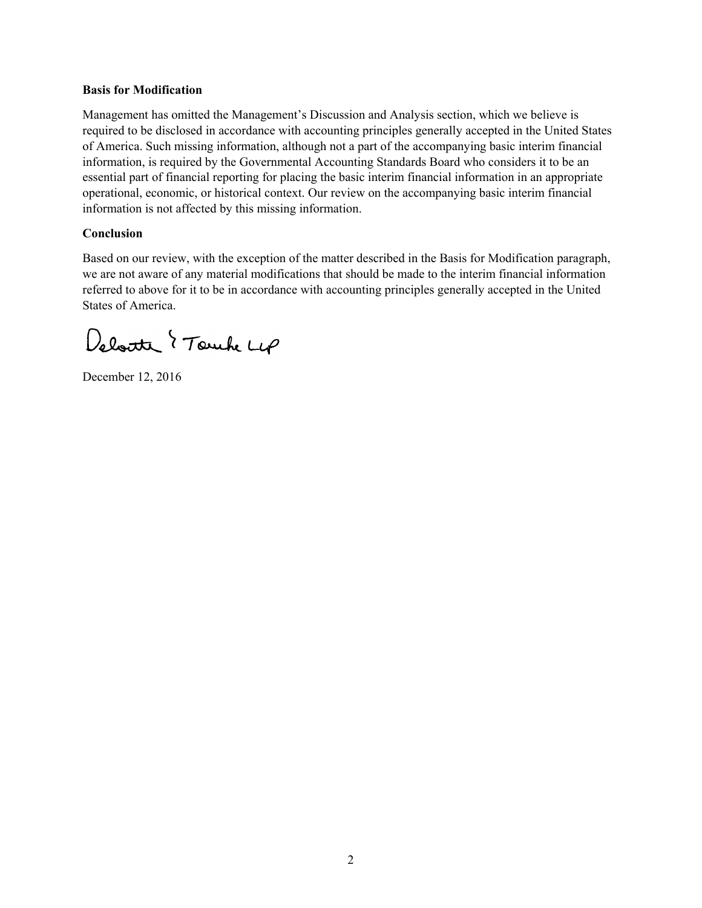**Basis for Modification**

Management has omitted the Management's Discussion and Analysis section, which we believe is required to be disclosed in accordance with accounting principles generally accepted in the United States of America. Such missing information, although not a part of the accompanying basic interim financial information, is required by the Governmental Accounting Standards Board who considers it to be an essential part of financial reporting for placing the basic interim financial information in an appropriate operational, economic, or historical context. Our review on the accompanying basic interim financial information is not affected by this missing information.

**Conclusion**

Based on our review, with the exception of the matter described in the Basis for Modification paragraph, we are not aware of any material modifications that should be made to the interim financial information referred to above for it to be in accordance with accounting principles generally accepted in the United States of America.

Deloitte & Touche LLP

December 12, 2016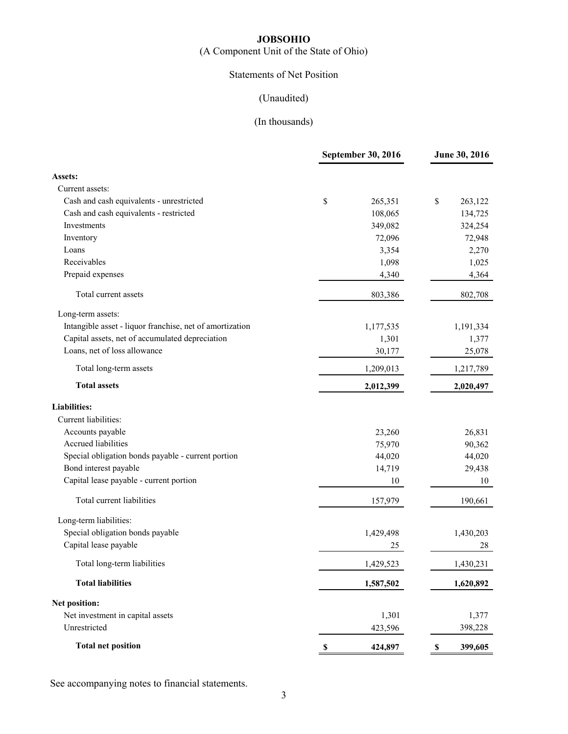# JOBSOHIO

(A Component Unit of the State of Ohio)

Statements of Net Position

(Unaudited)

(In thousands)

| | September 30, 2016 | June 30, 2016 |
|---|---|---|
| **Assets:** | | |
| Current assets: | | |
| Cash and cash equivalents - unrestricted | $ 265,351 | $ 263,122 |
| Cash and cash equivalents - restricted | 108,065 | 134,725 |
| Investments | 349,082 | 324,254 |
| Inventory | 72,096 | 72,948 |
| Loans | 3,354 | 2,270 |
| Receivables | 1,098 | 1,025 |
| Prepaid expenses | 4,340 | 4,364 |
| Total current assets | 803,386 | 802,708 |
| Long-term assets: | | |
| Intangible asset - liquor franchise, net of amortization | 1,177,535 | 1,191,334 |
| Capital assets, net of accumulated depreciation | 1,301 | 1,377 |
| Loans, net of loss allowance | 30,177 | 25,078 |
| Total long-term assets | 1,209,013 | 1,217,789 |
| **Total assets** | **2,012,399** | **2,020,497** |
| **Liabilities:** | | |
| Current liabilities: | | |
| Accounts payable | 23,260 | 26,831 |
| Accrued liabilities | 75,970 | 90,362 |
| Special obligation bonds payable - current portion | 44,020 | 44,020 |
| Bond interest payable | 14,719 | 29,438 |
| Capital lease payable - current portion | 10 | 10 |
| Total current liabilities | 157,979 | 190,661 |
| Long-term liabilities: | | |
| Special obligation bonds payable | 1,429,498 | 1,430,203 |
| Capital lease payable | 25 | 28 |
| Total long-term liabilities | 1,429,523 | 1,430,231 |
| **Total liabilities** | **1,587,502** | **1,620,892** |
| **Net position:** | | |
| Net investment in capital assets | 1,301 | 1,377 |
| Unrestricted | 423,596 | 398,228 |
| **Total net position** | **$ 424,897** | **$ 399,605** |

See accompanying notes to financial statements.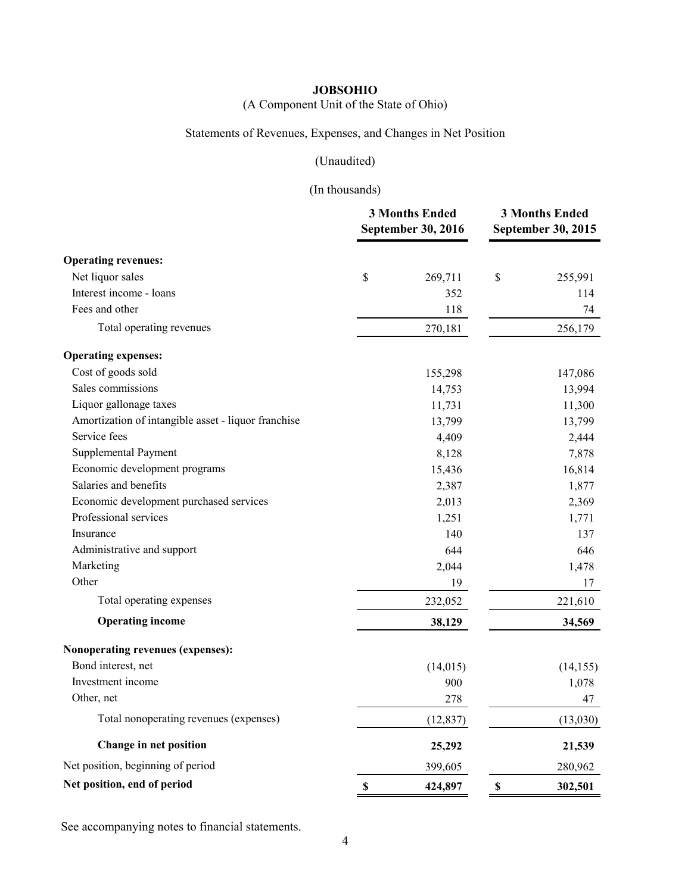**JOBSOHIO**

(A Component Unit of the State of Ohio)

Statements of Revenues, Expenses, and Changes in Net Position

(Unaudited)

(In thousands)

| | 3 Months Ended September 30, 2016 | 3 Months Ended September 30, 2015 |
|---|---|---|
| **Operating revenues:** | | |
| Net liquor sales | $ 269,711 | $ 255,991 |
| Interest income - loans | 352 | 114 |
| Fees and other | 118 | 74 |
| Total operating revenues | 270,181 | 256,179 |
| **Operating expenses:** | | |
| Cost of goods sold | 155,298 | 147,086 |
| Sales commissions | 14,753 | 13,994 |
| Liquor gallonage taxes | 11,731 | 11,300 |
| Amortization of intangible asset - liquor franchise | 13,799 | 13,799 |
| Service fees | 4,409 | 2,444 |
| Supplemental Payment | 8,128 | 7,878 |
| Economic development programs | 15,436 | 16,814 |
| Salaries and benefits | 2,387 | 1,877 |
| Economic development purchased services | 2,013 | 2,369 |
| Professional services | 1,251 | 1,771 |
| Insurance | 140 | 137 |
| Administrative and support | 644 | 646 |
| Marketing | 2,044 | 1,478 |
| Other | 19 | 17 |
| Total operating expenses | 232,052 | 221,610 |
| **Operating income** | **38,129** | **34,569** |
| **Nonoperating revenues (expenses):** | | |
| Bond interest, net | (14,015) | (14,155) |
| Investment income | 900 | 1,078 |
| Other, net | 278 | 47 |
| Total nonoperating revenues (expenses) | (12,837) | (13,030) |
| **Change in net position** | **25,292** | **21,539** |
| Net position, beginning of period | 399,605 | 280,962 |
| **Net position, end of period** | **$ 424,897** | **$ 302,501** |

See accompanying notes to financial statements.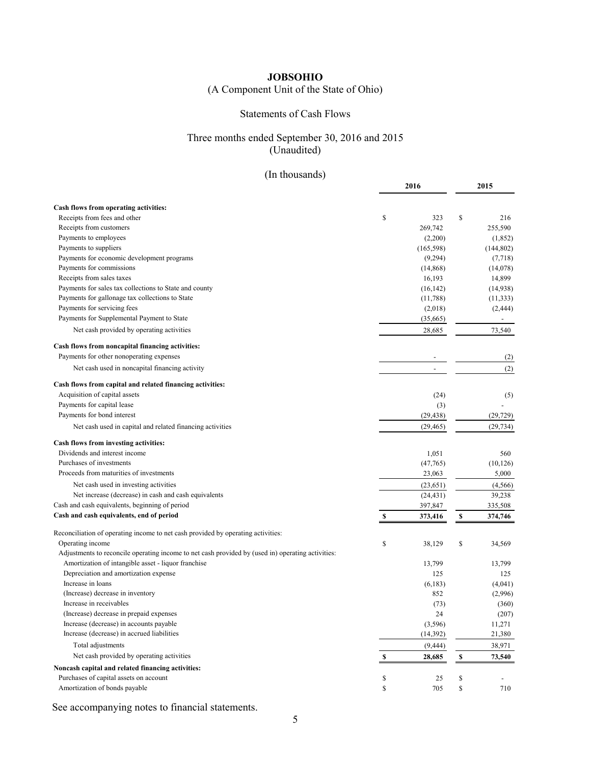# JOBSOHIO

(A Component Unit of the State of Ohio)

Statements of Cash Flows

Three months ended September 30, 2016 and 2015
(Unaudited)

(In thousands)

| | 2016 | 2015 |
|---|---|---|
| **Cash flows from operating activities:** | | |
| Receipts from fees and other | $ 323 | $ 216 |
| Receipts from customers | 269,742 | 255,590 |
| Payments to employees | (2,200) | (1,852) |
| Payments to suppliers | (165,598) | (144,802) |
| Payments for economic development programs | (9,294) | (7,718) |
| Payments for commissions | (14,868) | (14,078) |
| Receipts from sales taxes | 16,193 | 14,899 |
| Payments for sales tax collections to State and county | (16,142) | (14,938) |
| Payments for gallonage tax collections to State | (11,788) | (11,333) |
| Payments for servicing fees | (2,018) | (2,444) |
| Payments for Supplemental Payment to State | (35,665) | - |
| Net cash provided by operating activities | 28,685 | 73,540 |
| **Cash flows from noncapital financing activities:** | | |
| Payments for other nonoperating expenses | - | (2) |
| Net cash used in noncapital financing activity | - | (2) |
| **Cash flows from capital and related financing activities:** | | |
| Acquisition of capital assets | (24) | (5) |
| Payments for capital lease | (3) | - |
| Payments for bond interest | (29,438) | (29,729) |
| Net cash used in capital and related financing activities | (29,465) | (29,734) |
| **Cash flows from investing activities:** | | |
| Dividends and interest income | 1,051 | 560 |
| Purchases of investments | (47,765) | (10,126) |
| Proceeds from maturities of investments | 23,063 | 5,000 |
| Net cash used in investing activities | (23,651) | (4,566) |
| Net increase (decrease) in cash and cash equivalents | (24,431) | 39,238 |
| Cash and cash equivalents, beginning of period | 397,847 | 335,508 |
| **Cash and cash equivalents, end of period** | **$ 373,416** | **$ 374,746** |
| Reconciliation of operating income to net cash provided by operating activities: | | |
| Operating income | $ 38,129 | $ 34,569 |
| Adjustments to reconcile operating income to net cash provided by (used in) operating activities: | | |
| Amortization of intangible asset - liquor franchise | 13,799 | 13,799 |
| Depreciation and amortization expense | 125 | 125 |
| Increase in loans | (6,183) | (4,041) |
| (Increase) decrease in inventory | 852 | (2,996) |
| Increase in receivables | (73) | (360) |
| (Increase) decrease in prepaid expenses | 24 | (207) |
| Increase (decrease) in accounts payable | (3,596) | 11,271 |
| Increase (decrease) in accrued liabilities | (14,392) | 21,380 |
| Total adjustments | (9,444) | 38,971 |
| Net cash provided by operating activities | **$ 28,685** | **$ 73,540** |
| **Noncash capital and related financing activities:** | | |
| Purchases of capital assets on account | $ 25 | $ - |
| Amortization of bonds payable | $ 705 | $ 710 |

See accompanying notes to financial statements.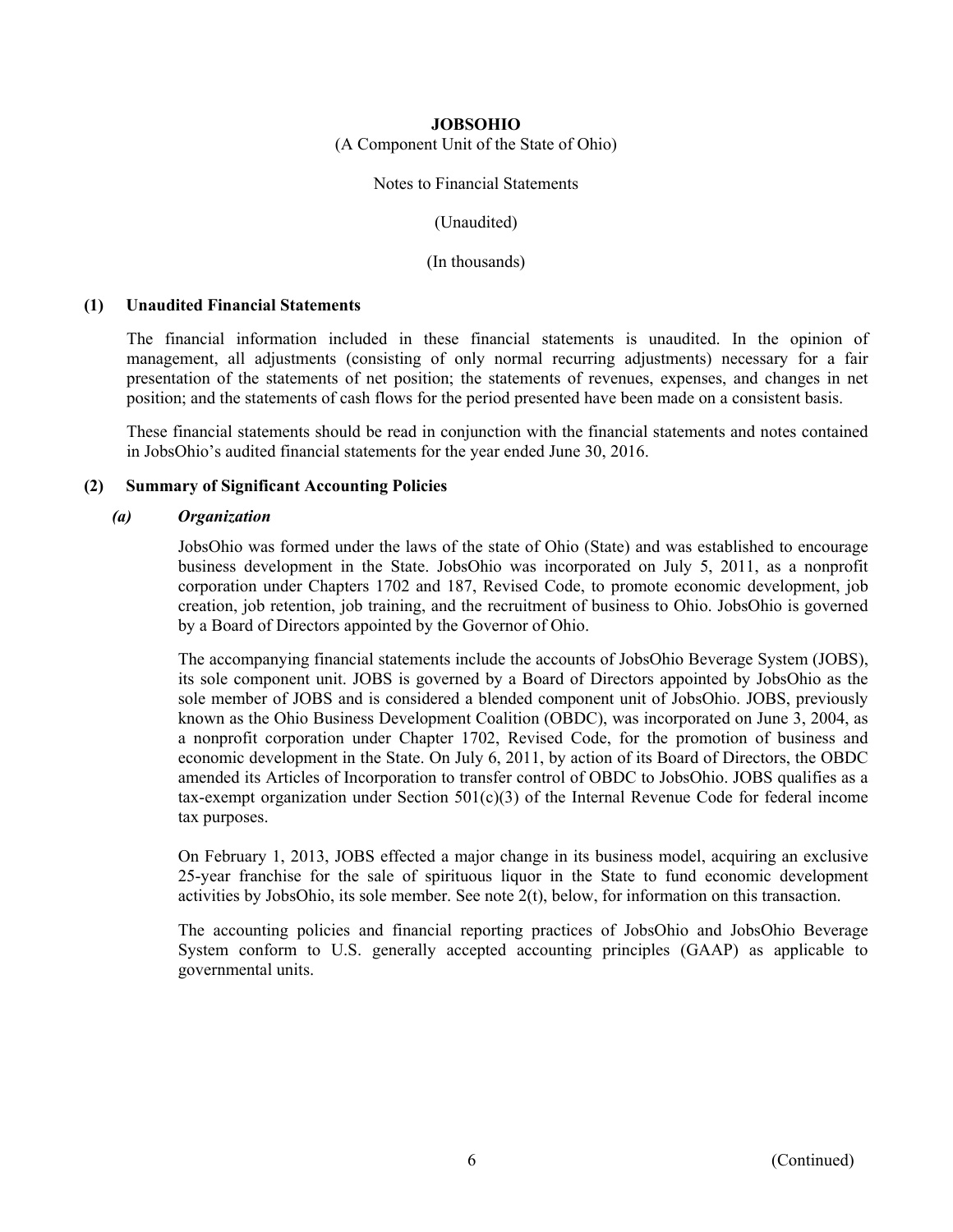**JOBSOHIO**

(A Component Unit of the State of Ohio)

Notes to Financial Statements

(Unaudited)

(In thousands)

## (1) Unaudited Financial Statements

The financial information included in these financial statements is unaudited. In the opinion of management, all adjustments (consisting of only normal recurring adjustments) necessary for a fair presentation of the statements of net position; the statements of revenues, expenses, and changes in net position; and the statements of cash flows for the period presented have been made on a consistent basis.

These financial statements should be read in conjunction with the financial statements and notes contained in JobsOhio's audited financial statements for the year ended June 30, 2016.

## (2) Summary of Significant Accounting Policies

### *(a) Organization*

JobsOhio was formed under the laws of the state of Ohio (State) and was established to encourage business development in the State. JobsOhio was incorporated on July 5, 2011, as a nonprofit corporation under Chapters 1702 and 187, Revised Code, to promote economic development, job creation, job retention, job training, and the recruitment of business to Ohio. JobsOhio is governed by a Board of Directors appointed by the Governor of Ohio.

The accompanying financial statements include the accounts of JobsOhio Beverage System (JOBS), its sole component unit. JOBS is governed by a Board of Directors appointed by JobsOhio as the sole member of JOBS and is considered a blended component unit of JobsOhio. JOBS, previously known as the Ohio Business Development Coalition (OBDC), was incorporated on June 3, 2004, as a nonprofit corporation under Chapter 1702, Revised Code, for the promotion of business and economic development in the State. On July 6, 2011, by action of its Board of Directors, the OBDC amended its Articles of Incorporation to transfer control of OBDC to JobsOhio. JOBS qualifies as a tax-exempt organization under Section 501(c)(3) of the Internal Revenue Code for federal income tax purposes.

On February 1, 2013, JOBS effected a major change in its business model, acquiring an exclusive 25-year franchise for the sale of spirituous liquor in the State to fund economic development activities by JobsOhio, its sole member. See note 2(t), below, for information on this transaction.

The accounting policies and financial reporting practices of JobsOhio and JobsOhio Beverage System conform to U.S. generally accepted accounting principles (GAAP) as applicable to governmental units.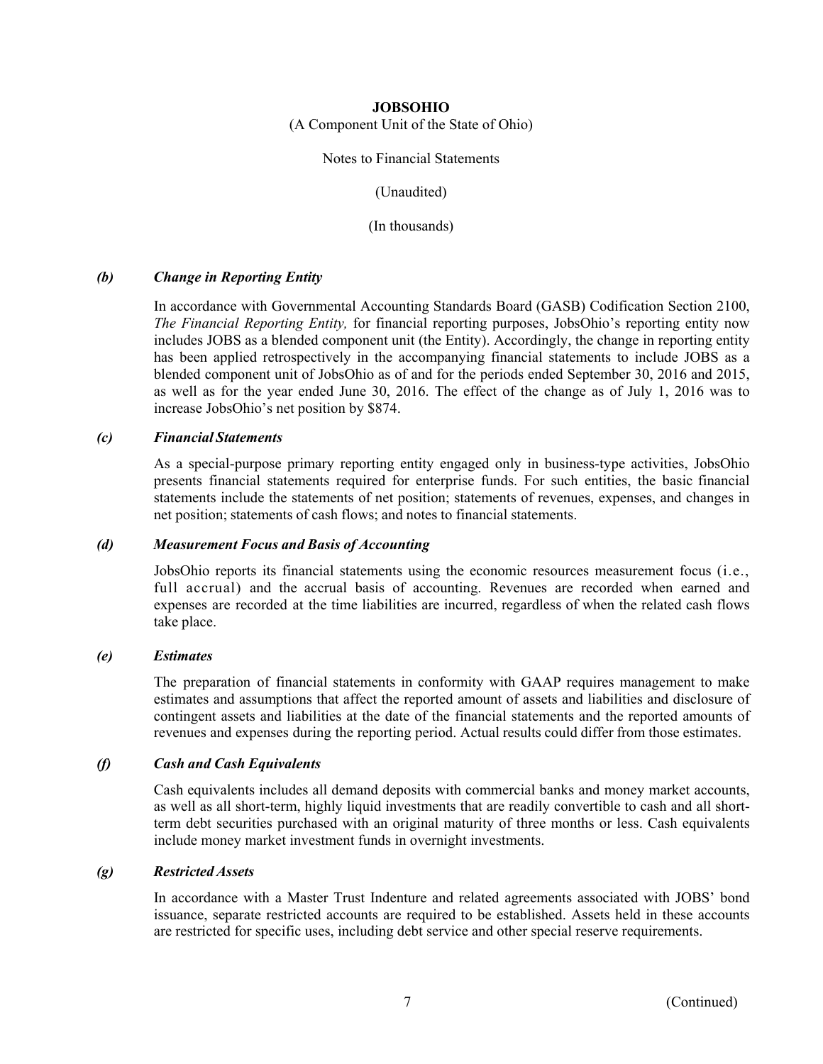**JOBSOHIO**

(A Component Unit of the State of Ohio)

Notes to Financial Statements

(Unaudited)

(In thousands)

### *(b) Change in Reporting Entity*

In accordance with Governmental Accounting Standards Board (GASB) Codification Section 2100, *The Financial Reporting Entity,* for financial reporting purposes, JobsOhio's reporting entity now includes JOBS as a blended component unit (the Entity). Accordingly, the change in reporting entity has been applied retrospectively in the accompanying financial statements to include JOBS as a blended component unit of JobsOhio as of and for the periods ended September 30, 2016 and 2015, as well as for the year ended June 30, 2016. The effect of the change as of July 1, 2016 was to increase JobsOhio's net position by $874.

### *(c) Financial Statements*

As a special-purpose primary reporting entity engaged only in business-type activities, JobsOhio presents financial statements required for enterprise funds. For such entities, the basic financial statements include the statements of net position; statements of revenues, expenses, and changes in net position; statements of cash flows; and notes to financial statements.

### *(d) Measurement Focus and Basis of Accounting*

JobsOhio reports its financial statements using the economic resources measurement focus (i.e., full accrual) and the accrual basis of accounting. Revenues are recorded when earned and expenses are recorded at the time liabilities are incurred, regardless of when the related cash flows take place.

### *(e) Estimates*

The preparation of financial statements in conformity with GAAP requires management to make estimates and assumptions that affect the reported amount of assets and liabilities and disclosure of contingent assets and liabilities at the date of the financial statements and the reported amounts of revenues and expenses during the reporting period. Actual results could differ from those estimates.

### *(f) Cash and Cash Equivalents*

Cash equivalents includes all demand deposits with commercial banks and money market accounts, as well as all short-term, highly liquid investments that are readily convertible to cash and all short-term debt securities purchased with an original maturity of three months or less. Cash equivalents include money market investment funds in overnight investments.

### *(g) Restricted Assets*

In accordance with a Master Trust Indenture and related agreements associated with JOBS' bond issuance, separate restricted accounts are required to be established. Assets held in these accounts are restricted for specific uses, including debt service and other special reserve requirements.

(Continued)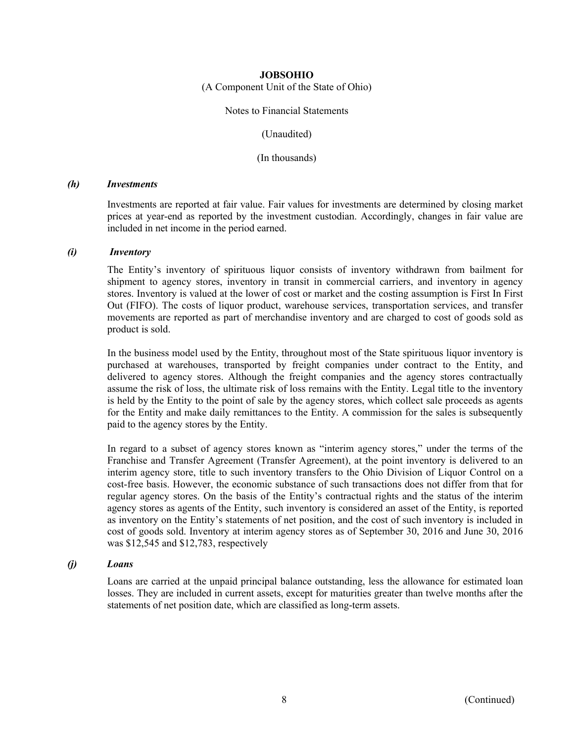# JOBSOHIO

(A Component Unit of the State of Ohio)

Notes to Financial Statements

(Unaudited)

(In thousands)

***(h) Investments***

Investments are reported at fair value. Fair values for investments are determined by closing market prices at year-end as reported by the investment custodian. Accordingly, changes in fair value are included in net income in the period earned.

***(i) Inventory***

The Entity's inventory of spirituous liquor consists of inventory withdrawn from bailment for shipment to agency stores, inventory in transit in commercial carriers, and inventory in agency stores. Inventory is valued at the lower of cost or market and the costing assumption is First In First Out (FIFO). The costs of liquor product, warehouse services, transportation services, and transfer movements are reported as part of merchandise inventory and are charged to cost of goods sold as product is sold.

In the business model used by the Entity, throughout most of the State spirituous liquor inventory is purchased at warehouses, transported by freight companies under contract to the Entity, and delivered to agency stores. Although the freight companies and the agency stores contractually assume the risk of loss, the ultimate risk of loss remains with the Entity. Legal title to the inventory is held by the Entity to the point of sale by the agency stores, which collect sale proceeds as agents for the Entity and make daily remittances to the Entity. A commission for the sales is subsequently paid to the agency stores by the Entity.

In regard to a subset of agency stores known as "interim agency stores," under the terms of the Franchise and Transfer Agreement (Transfer Agreement), at the point inventory is delivered to an interim agency store, title to such inventory transfers to the Ohio Division of Liquor Control on a cost-free basis. However, the economic substance of such transactions does not differ from that for regular agency stores. On the basis of the Entity's contractual rights and the status of the interim agency stores as agents of the Entity, such inventory is considered an asset of the Entity, is reported as inventory on the Entity's statements of net position, and the cost of such inventory is included in cost of goods sold. Inventory at interim agency stores as of September 30, 2016 and June 30, 2016 was $12,545 and $12,783, respectively

***(j) Loans***

Loans are carried at the unpaid principal balance outstanding, less the allowance for estimated loan losses. They are included in current assets, except for maturities greater than twelve months after the statements of net position date, which are classified as long-term assets.

(Continued)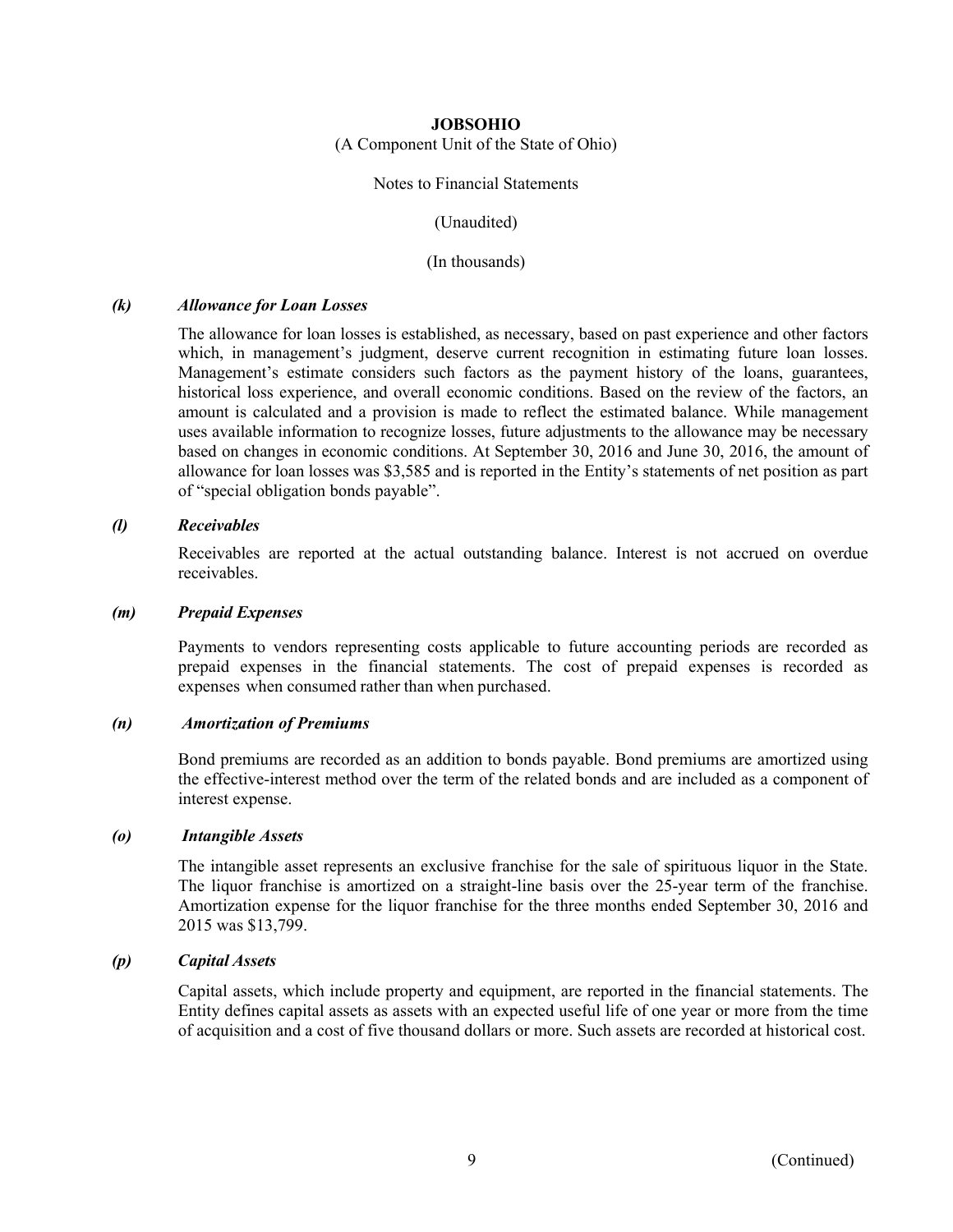**JOBSOHIO**

(A Component Unit of the State of Ohio)

Notes to Financial Statements

(Unaudited)

(In thousands)

***(k) Allowance for Loan Losses***

The allowance for loan losses is established, as necessary, based on past experience and other factors which, in management's judgment, deserve current recognition in estimating future loan losses. Management's estimate considers such factors as the payment history of the loans, guarantees, historical loss experience, and overall economic conditions. Based on the review of the factors, an amount is calculated and a provision is made to reflect the estimated balance. While management uses available information to recognize losses, future adjustments to the allowance may be necessary based on changes in economic conditions. At September 30, 2016 and June 30, 2016, the amount of allowance for loan losses was $3,585 and is reported in the Entity's statements of net position as part of "special obligation bonds payable".

***(l) Receivables***

Receivables are reported at the actual outstanding balance. Interest is not accrued on overdue receivables.

***(m) Prepaid Expenses***

Payments to vendors representing costs applicable to future accounting periods are recorded as prepaid expenses in the financial statements. The cost of prepaid expenses is recorded as expenses when consumed rather than when purchased.

***(n) Amortization of Premiums***

Bond premiums are recorded as an addition to bonds payable. Bond premiums are amortized using the effective-interest method over the term of the related bonds and are included as a component of interest expense.

***(o) Intangible Assets***

The intangible asset represents an exclusive franchise for the sale of spirituous liquor in the State. The liquor franchise is amortized on a straight-line basis over the 25-year term of the franchise. Amortization expense for the liquor franchise for the three months ended September 30, 2016 and 2015 was $13,799.

***(p) Capital Assets***

Capital assets, which include property and equipment, are reported in the financial statements. The Entity defines capital assets as assets with an expected useful life of one year or more from the time of acquisition and a cost of five thousand dollars or more. Such assets are recorded at historical cost.

(Continued)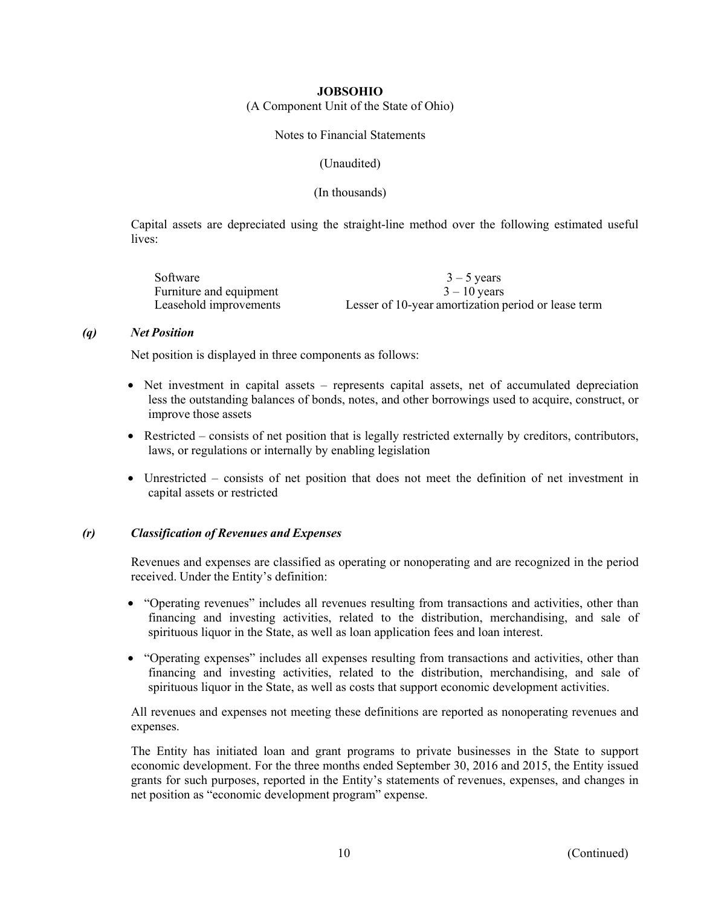Capital assets are depreciated using the straight-line method over the following estimated useful lives:

| | |
|---|---|
| Software | 3 – 5 years |
| Furniture and equipment | 3 – 10 years |
| Leasehold improvements | Lesser of 10-year amortization period or lease term |

### *(q) Net Position*

Net position is displayed in three components as follows:

- Net investment in capital assets – represents capital assets, net of accumulated depreciation less the outstanding balances of bonds, notes, and other borrowings used to acquire, construct, or improve those assets
- Restricted – consists of net position that is legally restricted externally by creditors, contributors, laws, or regulations or internally by enabling legislation
- Unrestricted – consists of net position that does not meet the definition of net investment in capital assets or restricted

### *(r) Classification of Revenues and Expenses*

Revenues and expenses are classified as operating or nonoperating and are recognized in the period received. Under the Entity's definition:

- "Operating revenues" includes all revenues resulting from transactions and activities, other than financing and investing activities, related to the distribution, merchandising, and sale of spirituous liquor in the State, as well as loan application fees and loan interest.
- "Operating expenses" includes all expenses resulting from transactions and activities, other than financing and investing activities, related to the distribution, merchandising, and sale of spirituous liquor in the State, as well as costs that support economic development activities.

All revenues and expenses not meeting these definitions are reported as nonoperating revenues and expenses.

The Entity has initiated loan and grant programs to private businesses in the State to support economic development. For the three months ended September 30, 2016 and 2015, the Entity issued grants for such purposes, reported in the Entity's statements of revenues, expenses, and changes in net position as "economic development program" expense.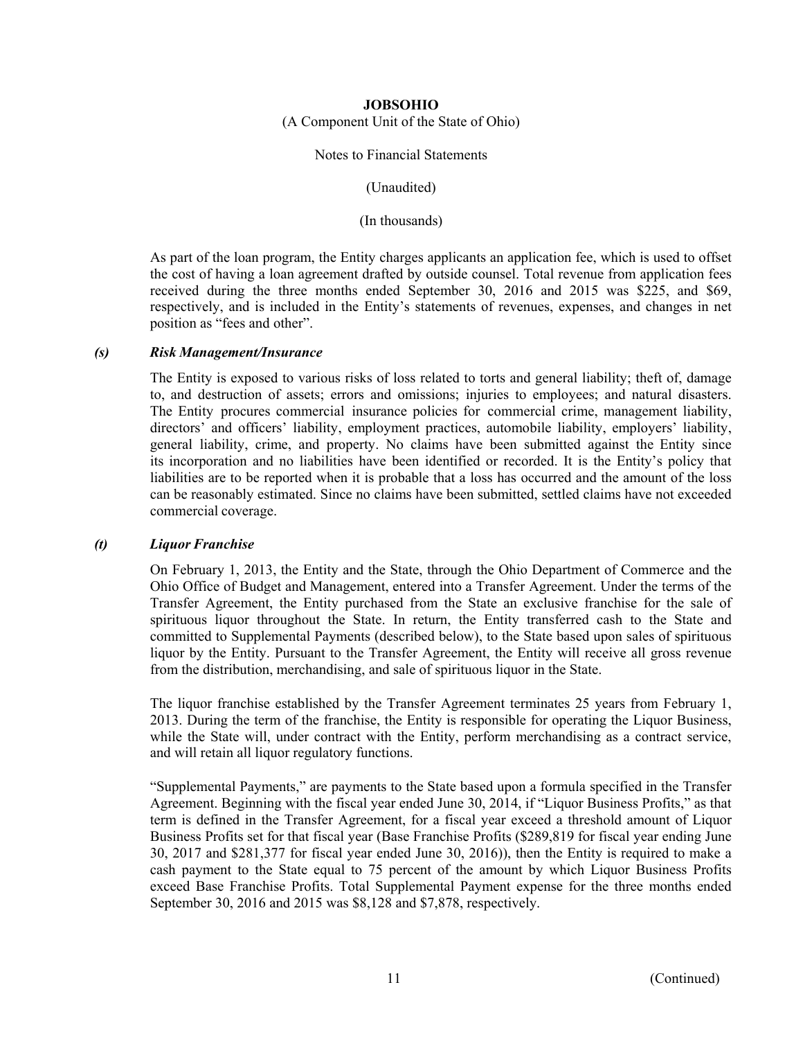As part of the loan program, the Entity charges applicants an application fee, which is used to offset the cost of having a loan agreement drafted by outside counsel. Total revenue from application fees received during the three months ended September 30, 2016 and 2015 was \$225, and \$69, respectively, and is included in the Entity's statements of revenues, expenses, and changes in net position as "fees and other".

### *(s) Risk Management/Insurance*

The Entity is exposed to various risks of loss related to torts and general liability; theft of, damage to, and destruction of assets; errors and omissions; injuries to employees; and natural disasters. The Entity procures commercial insurance policies for commercial crime, management liability, directors' and officers' liability, employment practices, automobile liability, employers' liability, general liability, crime, and property. No claims have been submitted against the Entity since its incorporation and no liabilities have been identified or recorded. It is the Entity's policy that liabilities are to be reported when it is probable that a loss has occurred and the amount of the loss can be reasonably estimated. Since no claims have been submitted, settled claims have not exceeded commercial coverage.

### *(t) Liquor Franchise*

On February 1, 2013, the Entity and the State, through the Ohio Department of Commerce and the Ohio Office of Budget and Management, entered into a Transfer Agreement. Under the terms of the Transfer Agreement, the Entity purchased from the State an exclusive franchise for the sale of spirituous liquor throughout the State. In return, the Entity transferred cash to the State and committed to Supplemental Payments (described below), to the State based upon sales of spirituous liquor by the Entity. Pursuant to the Transfer Agreement, the Entity will receive all gross revenue from the distribution, merchandising, and sale of spirituous liquor in the State.

The liquor franchise established by the Transfer Agreement terminates 25 years from February 1, 2013. During the term of the franchise, the Entity is responsible for operating the Liquor Business, while the State will, under contract with the Entity, perform merchandising as a contract service, and will retain all liquor regulatory functions.

"Supplemental Payments," are payments to the State based upon a formula specified in the Transfer Agreement. Beginning with the fiscal year ended June 30, 2014, if "Liquor Business Profits," as that term is defined in the Transfer Agreement, for a fiscal year exceed a threshold amount of Liquor Business Profits set for that fiscal year (Base Franchise Profits (\$289,819 for fiscal year ending June 30, 2017 and \$281,377 for fiscal year ended June 30, 2016)), then the Entity is required to make a cash payment to the State equal to 75 percent of the amount by which Liquor Business Profits exceed Base Franchise Profits. Total Supplemental Payment expense for the three months ended September 30, 2016 and 2015 was \$8,128 and \$7,878, respectively.

(Continued)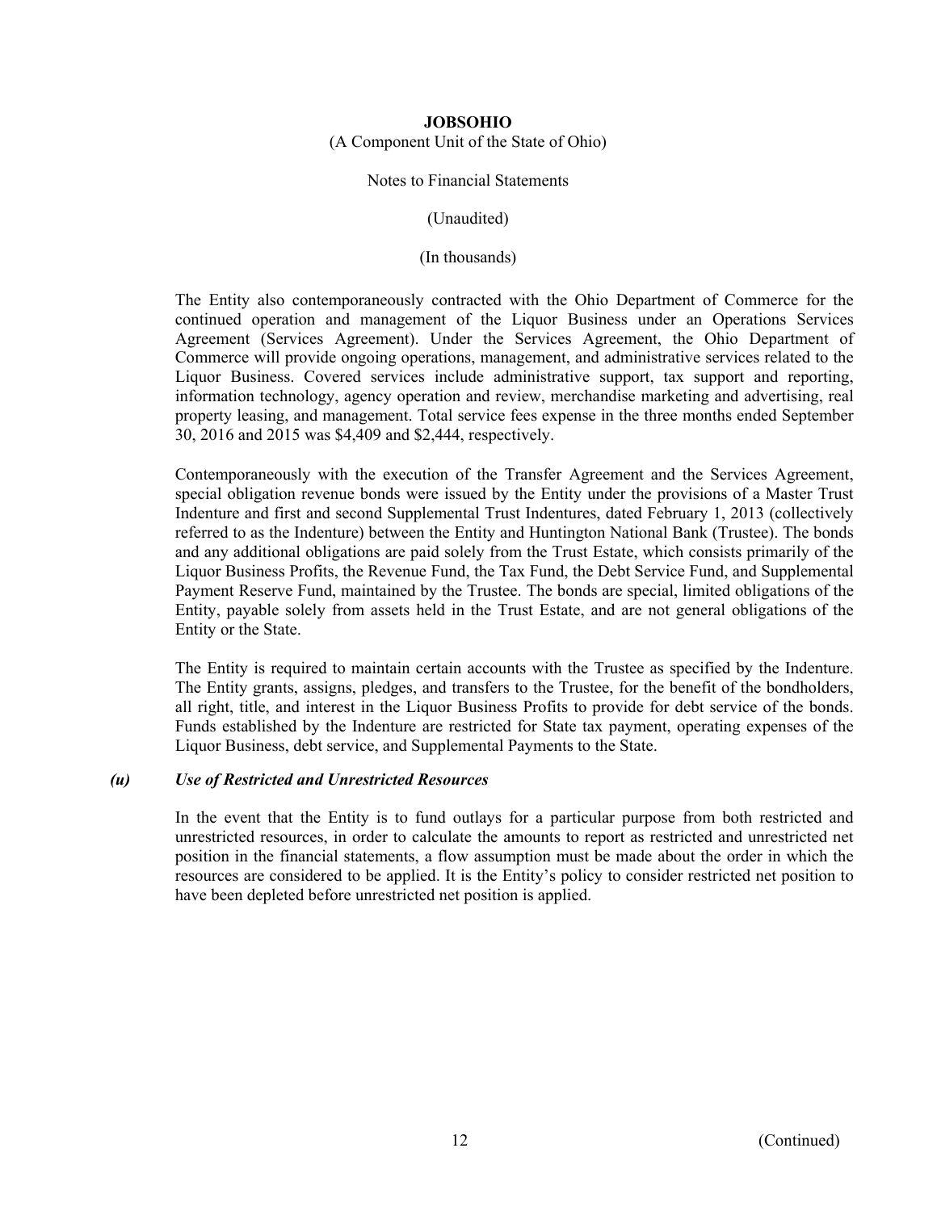The Entity also contemporaneously contracted with the Ohio Department of Commerce for the continued operation and management of the Liquor Business under an Operations Services Agreement (Services Agreement). Under the Services Agreement, the Ohio Department of Commerce will provide ongoing operations, management, and administrative services related to the Liquor Business. Covered services include administrative support, tax support and reporting, information technology, agency operation and review, merchandise marketing and advertising, real property leasing, and management. Total service fees expense in the three months ended September 30, 2016 and 2015 was $4,409 and $2,444, respectively.

Contemporaneously with the execution of the Transfer Agreement and the Services Agreement, special obligation revenue bonds were issued by the Entity under the provisions of a Master Trust Indenture and first and second Supplemental Trust Indentures, dated February 1, 2013 (collectively referred to as the Indenture) between the Entity and Huntington National Bank (Trustee). The bonds and any additional obligations are paid solely from the Trust Estate, which consists primarily of the Liquor Business Profits, the Revenue Fund, the Tax Fund, the Debt Service Fund, and Supplemental Payment Reserve Fund, maintained by the Trustee. The bonds are special, limited obligations of the Entity, payable solely from assets held in the Trust Estate, and are not general obligations of the Entity or the State.

The Entity is required to maintain certain accounts with the Trustee as specified by the Indenture. The Entity grants, assigns, pledges, and transfers to the Trustee, for the benefit of the bondholders, all right, title, and interest in the Liquor Business Profits to provide for debt service of the bonds. Funds established by the Indenture are restricted for State tax payment, operating expenses of the Liquor Business, debt service, and Supplemental Payments to the State.

### *(u) Use of Restricted and Unrestricted Resources*

In the event that the Entity is to fund outlays for a particular purpose from both restricted and unrestricted resources, in order to calculate the amounts to report as restricted and unrestricted net position in the financial statements, a flow assumption must be made about the order in which the resources are considered to be applied. It is the Entity's policy to consider restricted net position to have been depleted before unrestricted net position is applied.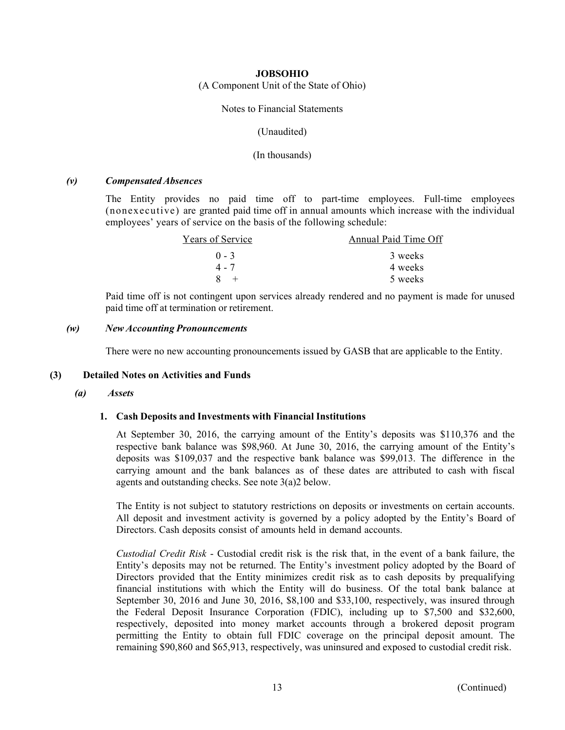**JOBSOHIO**

(A Component Unit of the State of Ohio)

Notes to Financial Statements

(Unaudited)

(In thousands)

#### *(v) Compensated Absences*

The Entity provides no paid time off to part-time employees. Full-time employees (nonexecutive) are granted paid time off in annual amounts which increase with the individual employees' years of service on the basis of the following schedule:

| Years of Service | Annual Paid Time Off |
|---|---|
| 0 - 3 | 3 weeks |
| 4 - 7 | 4 weeks |
| 8 + | 5 weeks |

Paid time off is not contingent upon services already rendered and no payment is made for unused paid time off at termination or retirement.

#### *(w) New Accounting Pronouncements*

There were no new accounting pronouncements issued by GASB that are applicable to the Entity.

## (3) Detailed Notes on Activities and Funds

### *(a) Assets*

#### 1. Cash Deposits and Investments with Financial Institutions

At September 30, 2016, the carrying amount of the Entity's deposits was $110,376 and the respective bank balance was $98,960. At June 30, 2016, the carrying amount of the Entity's deposits was $109,037 and the respective bank balance was $99,013. The difference in the carrying amount and the bank balances as of these dates are attributed to cash with fiscal agents and outstanding checks. See note 3(a)2 below.

The Entity is not subject to statutory restrictions on deposits or investments on certain accounts. All deposit and investment activity is governed by a policy adopted by the Entity's Board of Directors. Cash deposits consist of amounts held in demand accounts.

*Custodial Credit Risk* - Custodial credit risk is the risk that, in the event of a bank failure, the Entity's deposits may not be returned. The Entity's investment policy adopted by the Board of Directors provided that the Entity minimizes credit risk as to cash deposits by prequalifying financial institutions with which the Entity will do business. Of the total bank balance at September 30, 2016 and June 30, 2016, $8,100 and $33,100, respectively, was insured through the Federal Deposit Insurance Corporation (FDIC), including up to $7,500 and $32,600, respectively, deposited into money market accounts through a brokered deposit program permitting the Entity to obtain full FDIC coverage on the principal deposit amount. The remaining $90,860 and $65,913, respectively, was uninsured and exposed to custodial credit risk.

(Continued)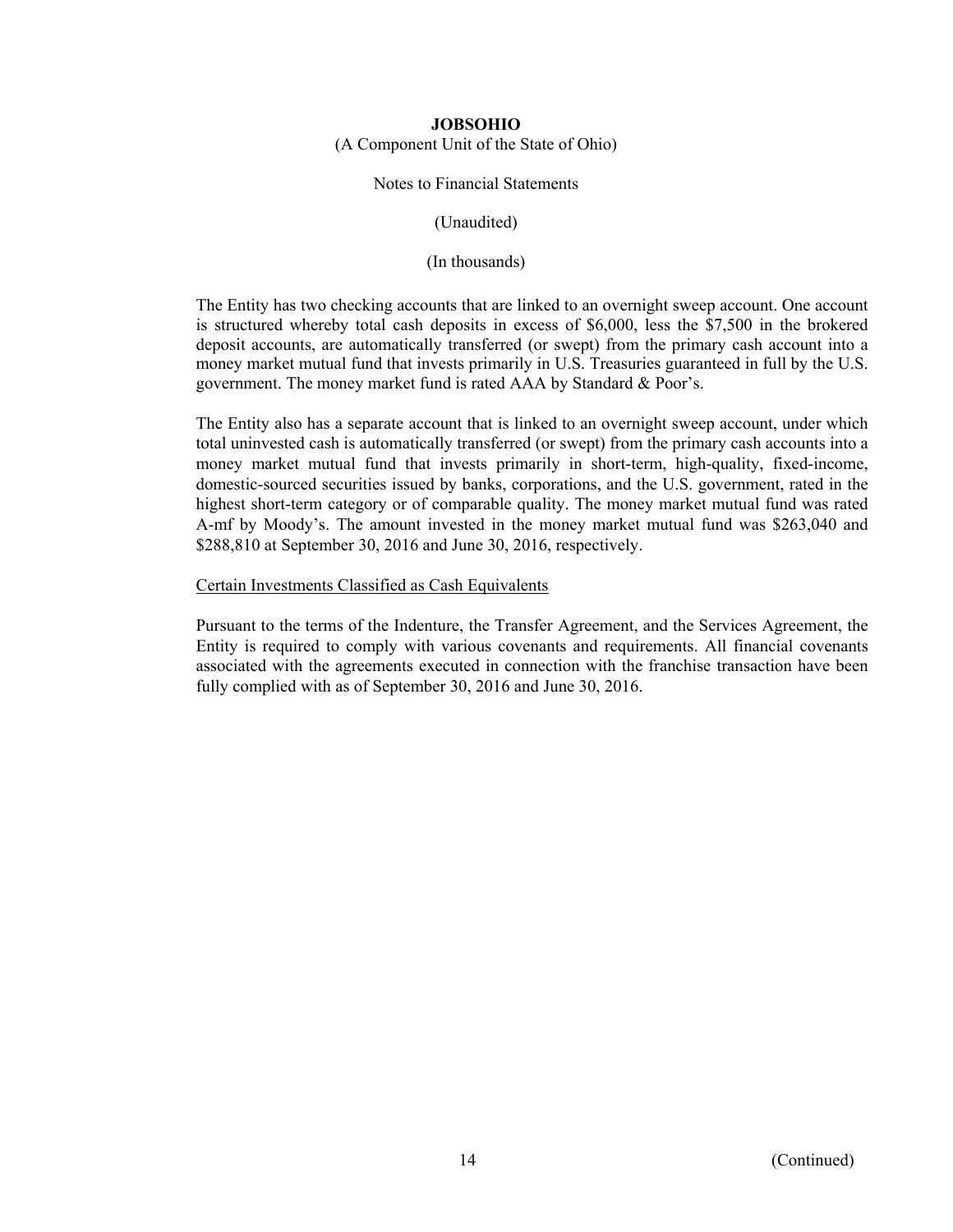The Entity has two checking accounts that are linked to an overnight sweep account. One account is structured whereby total cash deposits in excess of $6,000, less the $7,500 in the brokered deposit accounts, are automatically transferred (or swept) from the primary cash account into a money market mutual fund that invests primarily in U.S. Treasuries guaranteed in full by the U.S. government. The money market fund is rated AAA by Standard & Poor's.

The Entity also has a separate account that is linked to an overnight sweep account, under which total uninvested cash is automatically transferred (or swept) from the primary cash accounts into a money market mutual fund that invests primarily in short-term, high-quality, fixed-income, domestic-sourced securities issued by banks, corporations, and the U.S. government, rated in the highest short-term category or of comparable quality. The money market mutual fund was rated A-mf by Moody's. The amount invested in the money market mutual fund was $263,040 and $288,810 at September 30, 2016 and June 30, 2016, respectively.

Certain Investments Classified as Cash Equivalents

Pursuant to the terms of the Indenture, the Transfer Agreement, and the Services Agreement, the Entity is required to comply with various covenants and requirements. All financial covenants associated with the agreements executed in connection with the franchise transaction have been fully complied with as of September 30, 2016 and June 30, 2016.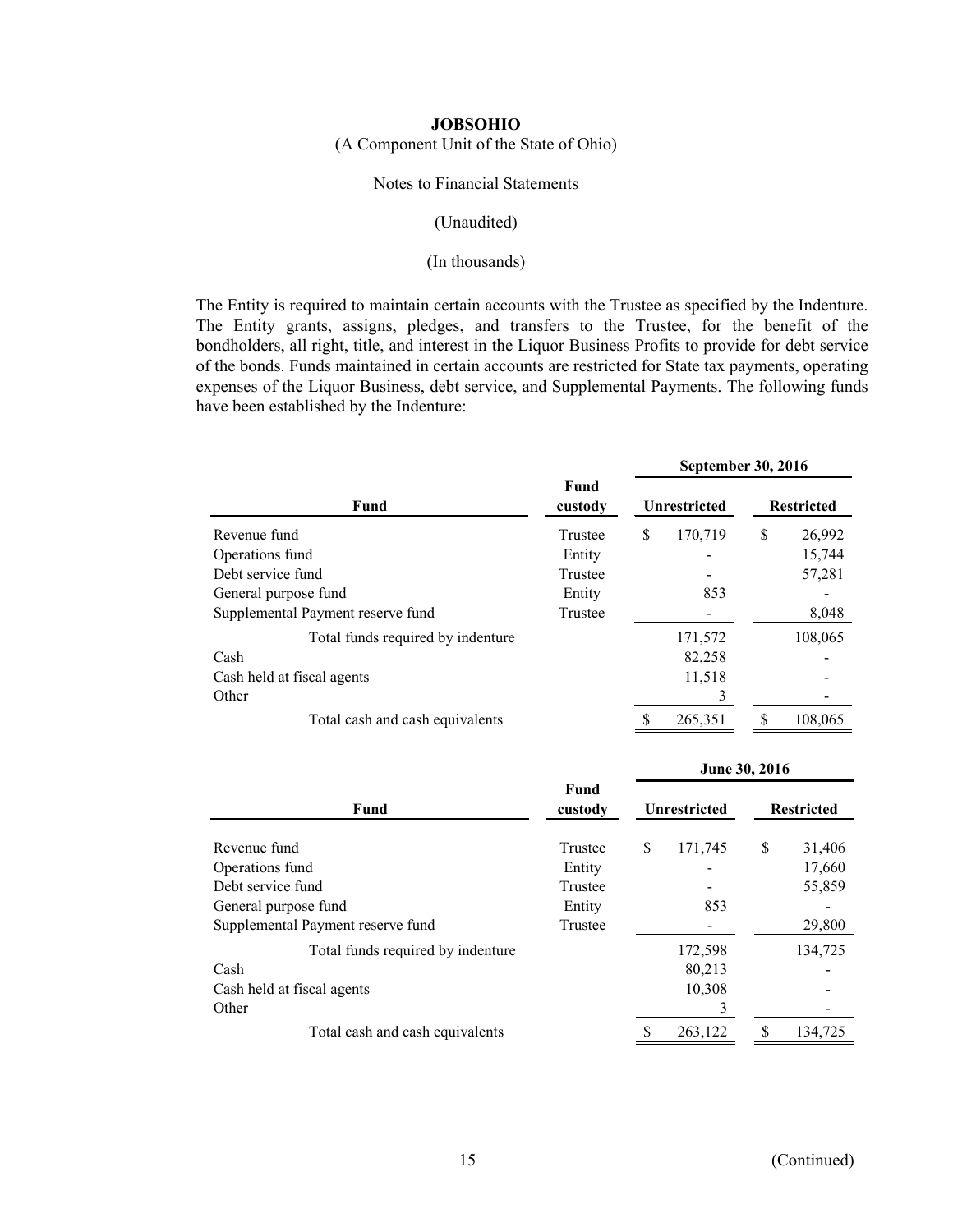**JOBSOHIO**

(A Component Unit of the State of Ohio)

Notes to Financial Statements

(Unaudited)

(In thousands)

The Entity is required to maintain certain accounts with the Trustee as specified by the Indenture. The Entity grants, assigns, pledges, and transfers to the Trustee, for the benefit of the bondholders, all right, title, and interest in the Liquor Business Profits to provide for debt service of the bonds. Funds maintained in certain accounts are restricted for State tax payments, operating expenses of the Liquor Business, debt service, and Supplemental Payments. The following funds have been established by the Indenture:

| Fund | Fund custody | September 30, 2016 Unrestricted | September 30, 2016 Restricted |
|---|---|---|---|
| Revenue fund | Trustee | $ 170,719 | $ 26,992 |
| Operations fund | Entity | - | 15,744 |
| Debt service fund | Trustee | - | 57,281 |
| General purpose fund | Entity | 853 | - |
| Supplemental Payment reserve fund | Trustee | - | 8,048 |
| Total funds required by indenture | | 171,572 | 108,065 |
| Cash | | 82,258 | - |
| Cash held at fiscal agents | | 11,518 | - |
| Other | | 3 | - |
| Total cash and cash equivalents | | $ 265,351 | $ 108,065 |

| Fund | Fund custody | June 30, 2016 Unrestricted | June 30, 2016 Restricted |
|---|---|---|---|
| Revenue fund | Trustee | $ 171,745 | $ 31,406 |
| Operations fund | Entity | - | 17,660 |
| Debt service fund | Trustee | - | 55,859 |
| General purpose fund | Entity | 853 | - |
| Supplemental Payment reserve fund | Trustee | - | 29,800 |
| Total funds required by indenture | | 172,598 | 134,725 |
| Cash | | 80,213 | - |
| Cash held at fiscal agents | | 10,308 | - |
| Other | | 3 | - |
| Total cash and cash equivalents | | $ 263,122 | $ 134,725 |

(Continued)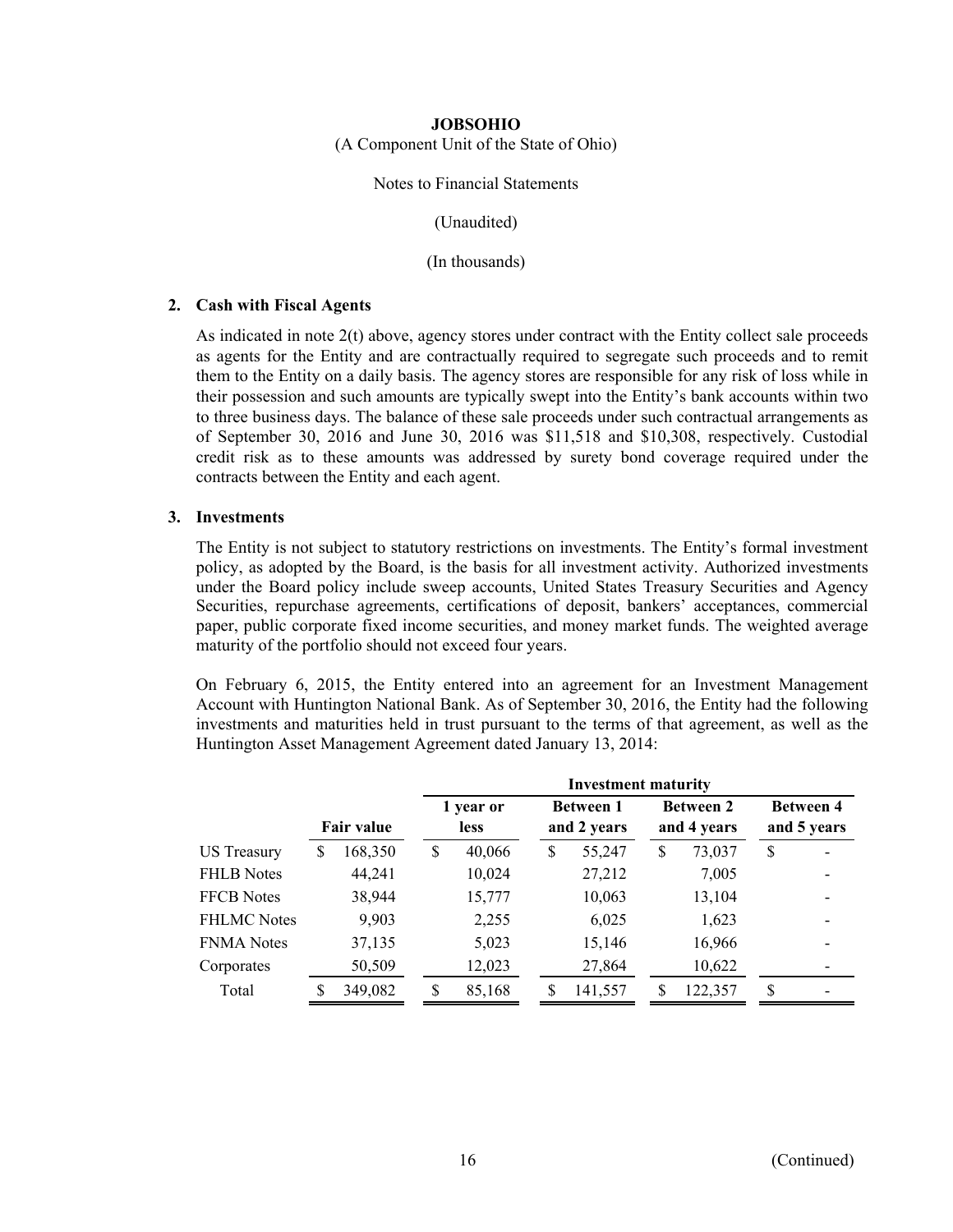**JOBSOHIO**

(A Component Unit of the State of Ohio)

Notes to Financial Statements

(Unaudited)

(In thousands)

**2. Cash with Fiscal Agents**

As indicated in note 2(t) above, agency stores under contract with the Entity collect sale proceeds as agents for the Entity and are contractually required to segregate such proceeds and to remit them to the Entity on a daily basis. The agency stores are responsible for any risk of loss while in their possession and such amounts are typically swept into the Entity's bank accounts within two to three business days. The balance of these sale proceeds under such contractual arrangements as of September 30, 2016 and June 30, 2016 was $11,518 and $10,308, respectively. Custodial credit risk as to these amounts was addressed by surety bond coverage required under the contracts between the Entity and each agent.

**3. Investments**

The Entity is not subject to statutory restrictions on investments. The Entity's formal investment policy, as adopted by the Board, is the basis for all investment activity. Authorized investments under the Board policy include sweep accounts, United States Treasury Securities and Agency Securities, repurchase agreements, certifications of deposit, bankers' acceptances, commercial paper, public corporate fixed income securities, and money market funds. The weighted average maturity of the portfolio should not exceed four years.

On February 6, 2015, the Entity entered into an agreement for an Investment Management Account with Huntington National Bank. As of September 30, 2016, the Entity had the following investments and maturities held in trust pursuant to the terms of that agreement, as well as the Huntington Asset Management Agreement dated January 13, 2014:

| | | Investment maturity | | | |
|---|---|---|---|---|---|
| | Fair value | 1 year or less | Between 1 and 2 years | Between 2 and 4 years | Between 4 and 5 years |
| US Treasury | $ 168,350 | $ 40,066 | $ 55,247 | $ 73,037 | $ - |
| FHLB Notes | 44,241 | 10,024 | 27,212 | 7,005 | - |
| FFCB Notes | 38,944 | 15,777 | 10,063 | 13,104 | - |
| FHLMC Notes | 9,903 | 2,255 | 6,025 | 1,623 | - |
| FNMA Notes | 37,135 | 5,023 | 15,146 | 16,966 | - |
| Corporates | 50,509 | 12,023 | 27,864 | 10,622 | - |
| Total | $ 349,082 | $ 85,168 | $ 141,557 | $ 122,357 | $ - |

(Continued)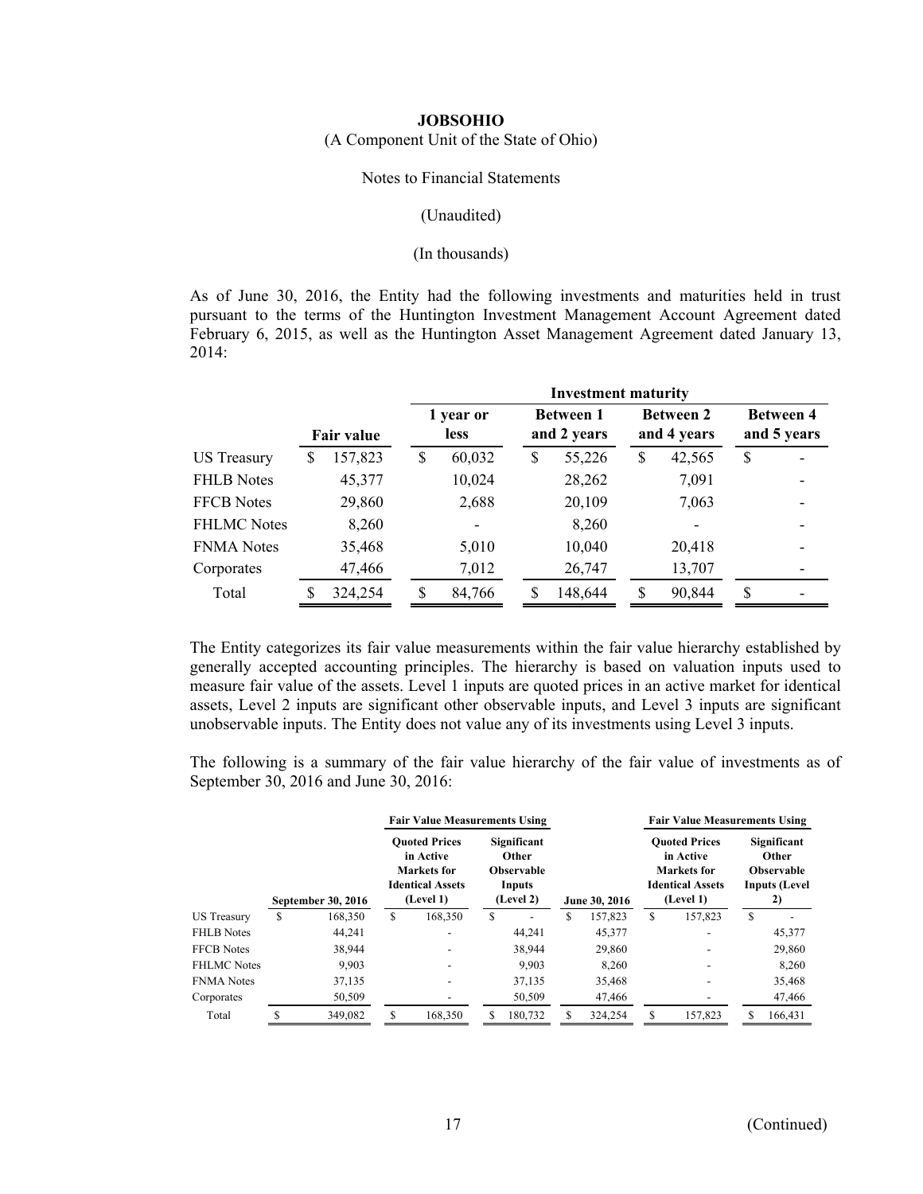**JOBSOHIO**

(A Component Unit of the State of Ohio)

Notes to Financial Statements

(Unaudited)

(In thousands)

As of June 30, 2016, the Entity had the following investments and maturities held in trust pursuant to the terms of the Huntington Investment Management Account Agreement dated February 6, 2015, as well as the Huntington Asset Management Agreement dated January 13, 2014:

| | | Investment maturity | | | |
|---|---|---|---|---|---|
| | Fair value | 1 year or less | Between 1 and 2 years | Between 2 and 4 years | Between 4 and 5 years |
| US Treasury | $ 157,823 | $ 60,032 | $ 55,226 | $ 42,565 | $ - |
| FHLB Notes | 45,377 | 10,024 | 28,262 | 7,091 | - |
| FFCB Notes | 29,860 | 2,688 | 20,109 | 7,063 | - |
| FHLMC Notes | 8,260 | - | 8,260 | - | - |
| FNMA Notes | 35,468 | 5,010 | 10,040 | 20,418 | - |
| Corporates | 47,466 | 7,012 | 26,747 | 13,707 | - |
| Total | $ 324,254 | $ 84,766 | $ 148,644 | $ 90,844 | $ - |

The Entity categorizes its fair value measurements within the fair value hierarchy established by generally accepted accounting principles. The hierarchy is based on valuation inputs used to measure fair value of the assets. Level 1 inputs are quoted prices in an active market for identical assets, Level 2 inputs are significant other observable inputs, and Level 3 inputs are significant unobservable inputs. The Entity does not value any of its investments using Level 3 inputs.

The following is a summary of the fair value hierarchy of the fair value of investments as of September 30, 2016 and June 30, 2016:

| | | Fair Value Measurements Using | | | Fair Value Measurements Using | |
|---|---|---|---|---|---|---|
| | September 30, 2016 | Quoted Prices in Active Markets for Identical Assets (Level 1) | Significant Other Observable Inputs (Level 2) | June 30, 2016 | Quoted Prices in Active Markets for Identical Assets (Level 1) | Significant Other Observable Inputs (Level 2) |
| US Treasury | $ 168,350 | $ 168,350 | $ - | $ 157,823 | $ 157,823 | $ - |
| FHLB Notes | 44,241 | - | 44,241 | 45,377 | - | 45,377 |
| FFCB Notes | 38,944 | - | 38,944 | 29,860 | - | 29,860 |
| FHLMC Notes | 9,903 | - | 9,903 | 8,260 | - | 8,260 |
| FNMA Notes | 37,135 | - | 37,135 | 35,468 | - | 35,468 |
| Corporates | 50,509 | - | 50,509 | 47,466 | - | 47,466 |
| Total | $ 349,082 | $ 168,350 | $ 180,732 | $ 324,254 | $ 157,823 | $ 166,431 |

(Continued)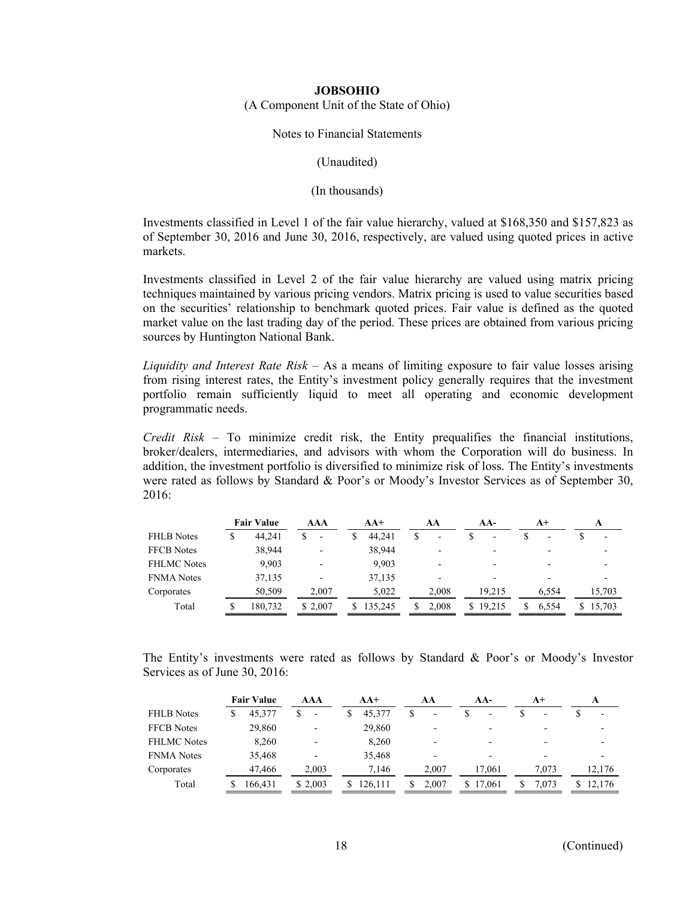**JOBSOHIO**

(A Component Unit of the State of Ohio)

Notes to Financial Statements

(Unaudited)

(In thousands)

Investments classified in Level 1 of the fair value hierarchy, valued at $168,350 and $157,823 as of September 30, 2016 and June 30, 2016, respectively, are valued using quoted prices in active markets.

Investments classified in Level 2 of the fair value hierarchy are valued using matrix pricing techniques maintained by various pricing vendors. Matrix pricing is used to value securities based on the securities' relationship to benchmark quoted prices. Fair value is defined as the quoted market value on the last trading day of the period. These prices are obtained from various pricing sources by Huntington National Bank.

*Liquidity and Interest Rate Risk* – As a means of limiting exposure to fair value losses arising from rising interest rates, the Entity's investment policy generally requires that the investment portfolio remain sufficiently liquid to meet all operating and economic development programmatic needs.

*Credit Risk* – To minimize credit risk, the Entity prequalifies the financial institutions, broker/dealers, intermediaries, and advisors with whom the Corporation will do business. In addition, the investment portfolio is diversified to minimize risk of loss. The Entity's investments were rated as follows by Standard & Poor's or Moody's Investor Services as of September 30, 2016:

| | Fair Value | AAA | AA+ | AA | AA- | A+ | A |
|---|---|---|---|---|---|---|---|
| FHLB Notes | $ 44,241 | $ - | $ 44,241 | $ - | $ - | $ - | $ - |
| FFCB Notes | 38,944 | - | 38,944 | - | - | - | - |
| FHLMC Notes | 9,903 | - | 9,903 | - | - | - | - |
| FNMA Notes | 37,135 | - | 37,135 | - | - | - | - |
| Corporates | 50,509 | 2,007 | 5,022 | 2,008 | 19,215 | 6,554 | 15,703 |
| Total | $ 180,732 | $ 2,007 | $ 135,245 | $ 2,008 | $ 19,215 | $ 6,554 | $ 15,703 |

The Entity's investments were rated as follows by Standard & Poor's or Moody's Investor Services as of June 30, 2016:

| | Fair Value | AAA | AA+ | AA | AA- | A+ | A |
|---|---|---|---|---|---|---|---|
| FHLB Notes | $ 45,377 | $ - | $ 45,377 | $ - | $ - | $ - | $ - |
| FFCB Notes | 29,860 | - | 29,860 | - | - | - | - |
| FHLMC Notes | 8,260 | - | 8,260 | - | - | - | - |
| FNMA Notes | 35,468 | - | 35,468 | - | - | - | - |
| Corporates | 47,466 | 2,003 | 7,146 | 2,007 | 17,061 | 7,073 | 12,176 |
| Total | $ 166,431 | $ 2,003 | $ 126,111 | $ 2,007 | $ 17,061 | $ 7,073 | $ 12,176 |

(Continued)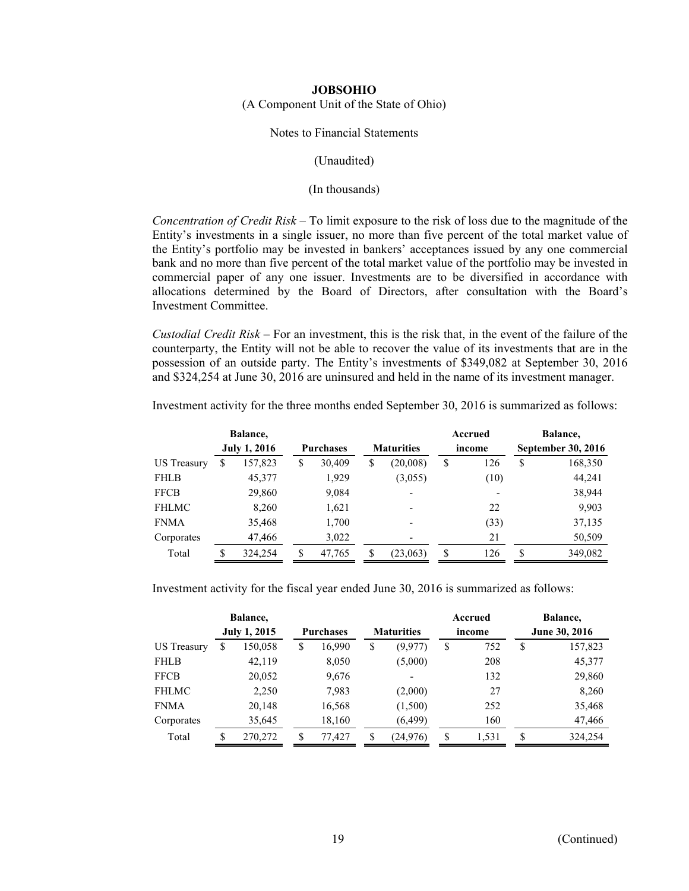**JOBSOHIO**

(A Component Unit of the State of Ohio)

Notes to Financial Statements

(Unaudited)

(In thousands)

*Concentration of Credit Risk* – To limit exposure to the risk of loss due to the magnitude of the Entity's investments in a single issuer, no more than five percent of the total market value of the Entity's portfolio may be invested in bankers' acceptances issued by any one commercial bank and no more than five percent of the total market value of the portfolio may be invested in commercial paper of any one issuer. Investments are to be diversified in accordance with allocations determined by the Board of Directors, after consultation with the Board's Investment Committee.

*Custodial Credit Risk* – For an investment, this is the risk that, in the event of the failure of the counterparty, the Entity will not be able to recover the value of its investments that are in the possession of an outside party. The Entity's investments of $349,082 at September 30, 2016 and $324,254 at June 30, 2016 are uninsured and held in the name of its investment manager.

Investment activity for the three months ended September 30, 2016 is summarized as follows:

| | Balance, July 1, 2016 | Purchases | Maturities | Accrued income | Balance, September 30, 2016 |
|---|---|---|---|---|---|
| US Treasury | $ 157,823 | $ 30,409 | $ (20,008) | $ 126 | $ 168,350 |
| FHLB | 45,377 | 1,929 | (3,055) | (10) | 44,241 |
| FFCB | 29,860 | 9,084 | - | - | 38,944 |
| FHLMC | 8,260 | 1,621 | - | 22 | 9,903 |
| FNMA | 35,468 | 1,700 | - | (33) | 37,135 |
| Corporates | 47,466 | 3,022 | - | 21 | 50,509 |
| Total | $ 324,254 | $ 47,765 | $ (23,063) | $ 126 | $ 349,082 |

Investment activity for the fiscal year ended June 30, 2016 is summarized as follows:

| | Balance, July 1, 2015 | Purchases | Maturities | Accrued income | Balance, June 30, 2016 |
|---|---|---|---|---|---|
| US Treasury | $ 150,058 | $ 16,990 | $ (9,977) | $ 752 | $ 157,823 |
| FHLB | 42,119 | 8,050 | (5,000) | 208 | 45,377 |
| FFCB | 20,052 | 9,676 | - | 132 | 29,860 |
| FHLMC | 2,250 | 7,983 | (2,000) | 27 | 8,260 |
| FNMA | 20,148 | 16,568 | (1,500) | 252 | 35,468 |
| Corporates | 35,645 | 18,160 | (6,499) | 160 | 47,466 |
| Total | $ 270,272 | $ 77,427 | $ (24,976) | $ 1,531 | $ 324,254 |

(Continued)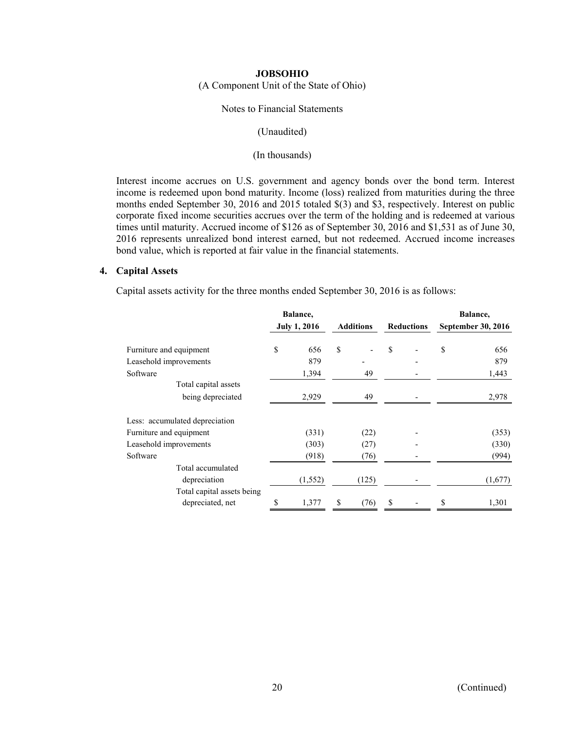**JOBSOHIO**

(A Component Unit of the State of Ohio)

Notes to Financial Statements

(Unaudited)

(In thousands)

Interest income accrues on U.S. government and agency bonds over the bond term. Interest income is redeemed upon bond maturity. Income (loss) realized from maturities during the three months ended September 30, 2016 and 2015 totaled $(3) and $3, respectively. Interest on public corporate fixed income securities accrues over the term of the holding and is redeemed at various times until maturity. Accrued income of $126 as of September 30, 2016 and $1,531 as of June 30, 2016 represents unrealized bond interest earned, but not redeemed. Accrued income increases bond value, which is reported at fair value in the financial statements.

## 4. Capital Assets

Capital assets activity for the three months ended September 30, 2016 is as follows:

| | Balance, July 1, 2016 | Additions | Reductions | Balance, September 30, 2016 |
|---|---|---|---|---|
| Furniture and equipment | $ 656 | $ - | $ - | $ 656 |
| Leasehold improvements | 879 | - | - | 879 |
| Software | 1,394 | 49 | - | 1,443 |
| Total capital assets being depreciated | 2,929 | 49 | - | 2,978 |
| Less: accumulated depreciation | | | | |
| Furniture and equipment | (331) | (22) | - | (353) |
| Leasehold improvements | (303) | (27) | - | (330) |
| Software | (918) | (76) | - | (994) |
| Total accumulated depreciation | (1,552) | (125) | - | (1,677) |
| Total capital assets being depreciated, net | $ 1,377 | $ (76) | $ - | $ 1,301 |

(Continued)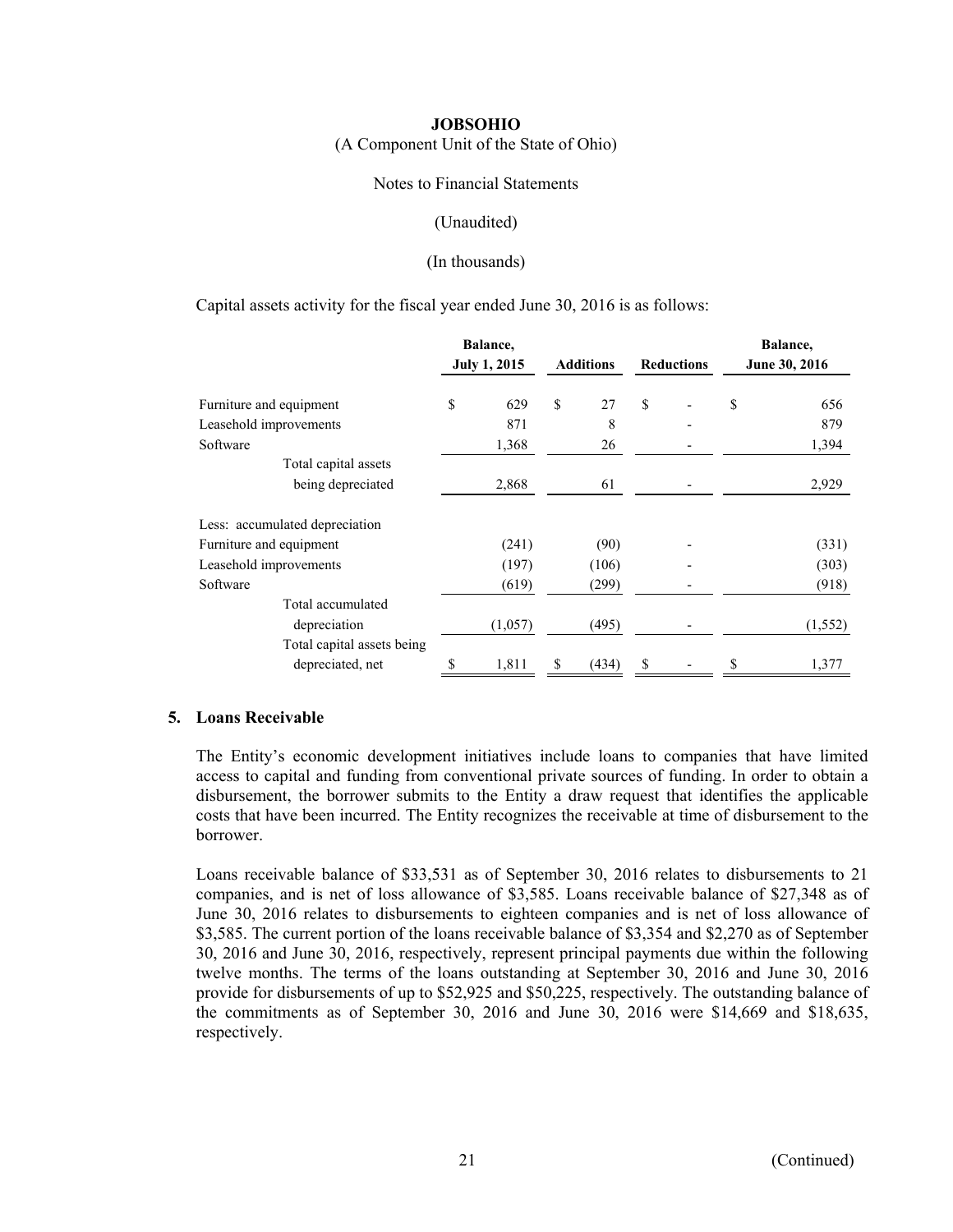**JOBSOHIO**

(A Component Unit of the State of Ohio)

Notes to Financial Statements

(Unaudited)

(In thousands)

Capital assets activity for the fiscal year ended June 30, 2016 is as follows:

| | Balance, July 1, 2015 | Additions | Reductions | Balance, June 30, 2016 |
|---|---|---|---|---|
| Furniture and equipment | $ 629 | $ 27 | $ - | $ 656 |
| Leasehold improvements | 871 | 8 | - | 879 |
| Software | 1,368 | 26 | - | 1,394 |
| Total capital assets being depreciated | 2,868 | 61 | - | 2,929 |
| Less: accumulated depreciation | | | | |
| Furniture and equipment | (241) | (90) | - | (331) |
| Leasehold improvements | (197) | (106) | - | (303) |
| Software | (619) | (299) | - | (918) |
| Total accumulated depreciation | (1,057) | (495) | - | (1,552) |
| Total capital assets being depreciated, net | $ 1,811 | $ (434) | $ - | $ 1,377 |

## 5. Loans Receivable

The Entity's economic development initiatives include loans to companies that have limited access to capital and funding from conventional private sources of funding. In order to obtain a disbursement, the borrower submits to the Entity a draw request that identifies the applicable costs that have been incurred. The Entity recognizes the receivable at time of disbursement to the borrower.

Loans receivable balance of $33,531 as of September 30, 2016 relates to disbursements to 21 companies, and is net of loss allowance of $3,585. Loans receivable balance of $27,348 as of June 30, 2016 relates to disbursements to eighteen companies and is net of loss allowance of $3,585. The current portion of the loans receivable balance of $3,354 and $2,270 as of September 30, 2016 and June 30, 2016, respectively, represent principal payments due within the following twelve months. The terms of the loans outstanding at September 30, 2016 and June 30, 2016 provide for disbursements of up to $52,925 and $50,225, respectively. The outstanding balance of the commitments as of September 30, 2016 and June 30, 2016 were $14,669 and $18,635, respectively.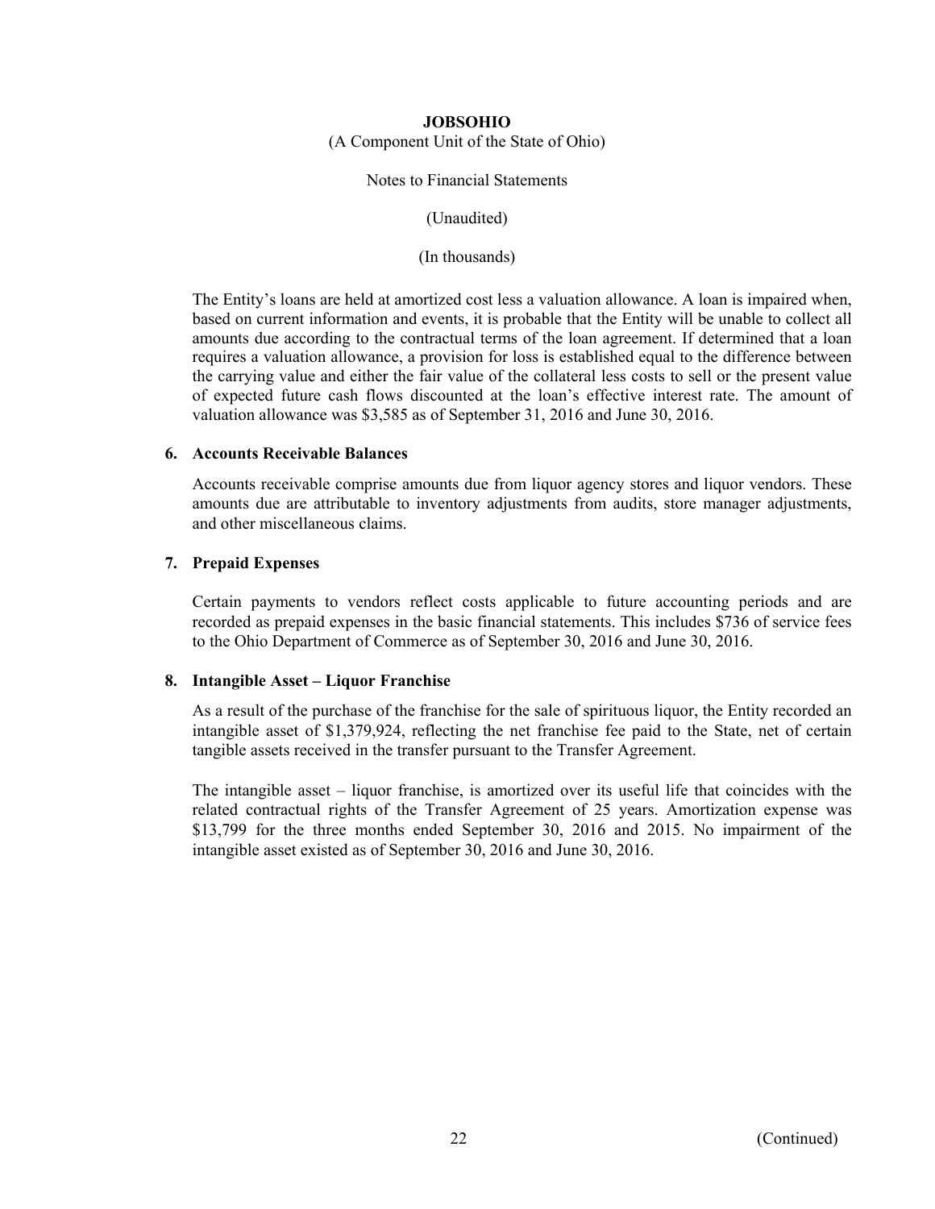The Entity's loans are held at amortized cost less a valuation allowance. A loan is impaired when, based on current information and events, it is probable that the Entity will be unable to collect all amounts due according to the contractual terms of the loan agreement. If determined that a loan requires a valuation allowance, a provision for loss is established equal to the difference between the carrying value and either the fair value of the collateral less costs to sell or the present value of expected future cash flows discounted at the loan's effective interest rate. The amount of valuation allowance was $3,585 as of September 31, 2016 and June 30, 2016.

## 6. Accounts Receivable Balances

Accounts receivable comprise amounts due from liquor agency stores and liquor vendors. These amounts due are attributable to inventory adjustments from audits, store manager adjustments, and other miscellaneous claims.

## 7. Prepaid Expenses

Certain payments to vendors reflect costs applicable to future accounting periods and are recorded as prepaid expenses in the basic financial statements. This includes $736 of service fees to the Ohio Department of Commerce as of September 30, 2016 and June 30, 2016.

## 8. Intangible Asset – Liquor Franchise

As a result of the purchase of the franchise for the sale of spirituous liquor, the Entity recorded an intangible asset of $1,379,924, reflecting the net franchise fee paid to the State, net of certain tangible assets received in the transfer pursuant to the Transfer Agreement.

The intangible asset – liquor franchise, is amortized over its useful life that coincides with the related contractual rights of the Transfer Agreement of 25 years. Amortization expense was $13,799 for the three months ended September 30, 2016 and 2015. No impairment of the intangible asset existed as of September 30, 2016 and June 30, 2016.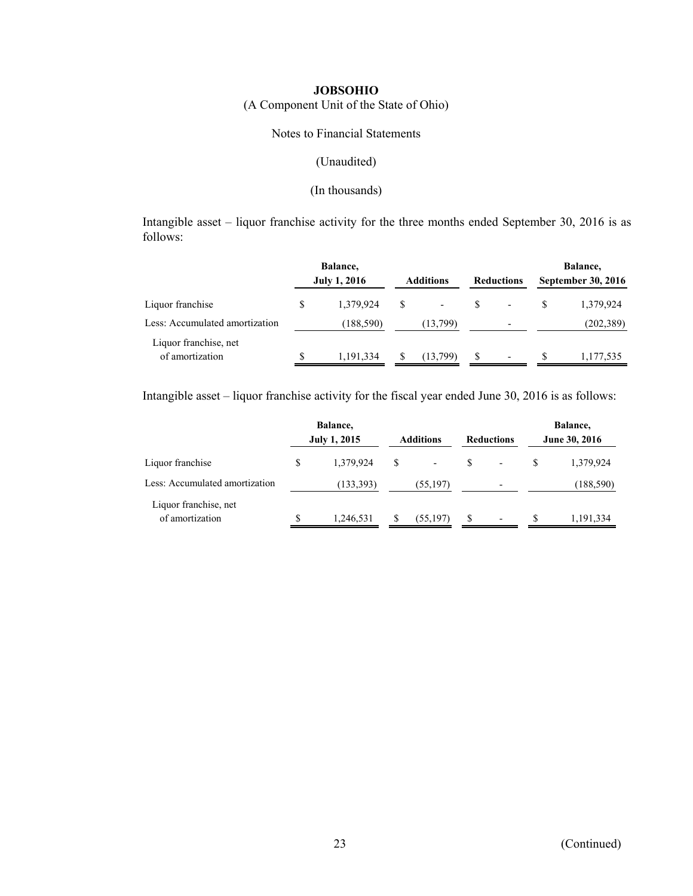**JOBSOHIO**

(A Component Unit of the State of Ohio)

Notes to Financial Statements

(Unaudited)

(In thousands)

Intangible asset – liquor franchise activity for the three months ended September 30, 2016 is as follows:

| | Balance, July 1, 2016 | Additions | Reductions | Balance, September 30, 2016 |
|---|---|---|---|---|
| Liquor franchise | $ 1,379,924 | $ - | $ - | $ 1,379,924 |
| Less: Accumulated amortization | (188,590) | (13,799) | - | (202,389) |
| Liquor franchise, net of amortization | $ 1,191,334 | $ (13,799) | $ - | $ 1,177,535 |

Intangible asset – liquor franchise activity for the fiscal year ended June 30, 2016 is as follows:

| | Balance, July 1, 2015 | Additions | Reductions | Balance, June 30, 2016 |
|---|---|---|---|---|
| Liquor franchise | $ 1,379,924 | $ - | $ - | $ 1,379,924 |
| Less: Accumulated amortization | (133,393) | (55,197) | - | (188,590) |
| Liquor franchise, net of amortization | $ 1,246,531 | $ (55,197) | $ - | $ 1,191,334 |

(Continued)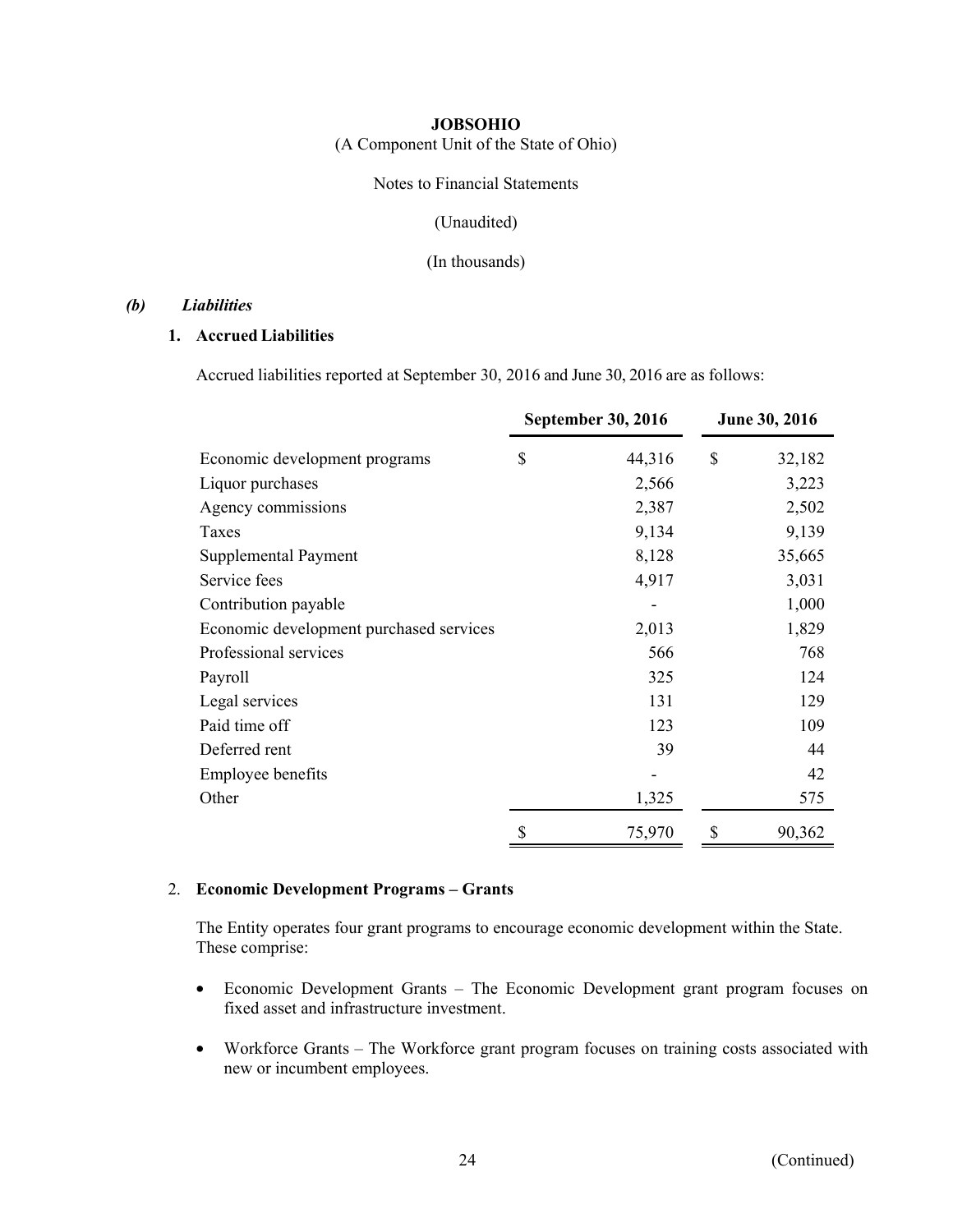# JOBSOHIO

(A Component Unit of the State of Ohio)

Notes to Financial Statements

(Unaudited)

(In thousands)

### *(b) Liabilities*

#### 1. Accrued Liabilities

Accrued liabilities reported at September 30, 2016 and June 30, 2016 are as follows:

| | September 30, 2016 | June 30, 2016 |
|---|---|---|
| Economic development programs | $ 44,316 | $ 32,182 |
| Liquor purchases | 2,566 | 3,223 |
| Agency commissions | 2,387 | 2,502 |
| Taxes | 9,134 | 9,139 |
| Supplemental Payment | 8,128 | 35,665 |
| Service fees | 4,917 | 3,031 |
| Contribution payable | - | 1,000 |
| Economic development purchased services | 2,013 | 1,829 |
| Professional services | 566 | 768 |
| Payroll | 325 | 124 |
| Legal services | 131 | 129 |
| Paid time off | 123 | 109 |
| Deferred rent | 39 | 44 |
| Employee benefits | - | 42 |
| Other | 1,325 | 575 |
| | $ 75,970 | $ 90,362 |

#### 2. Economic Development Programs – Grants

The Entity operates four grant programs to encourage economic development within the State. These comprise:

- Economic Development Grants – The Economic Development grant program focuses on fixed asset and infrastructure investment.
- Workforce Grants – The Workforce grant program focuses on training costs associated with new or incumbent employees.

(Continued)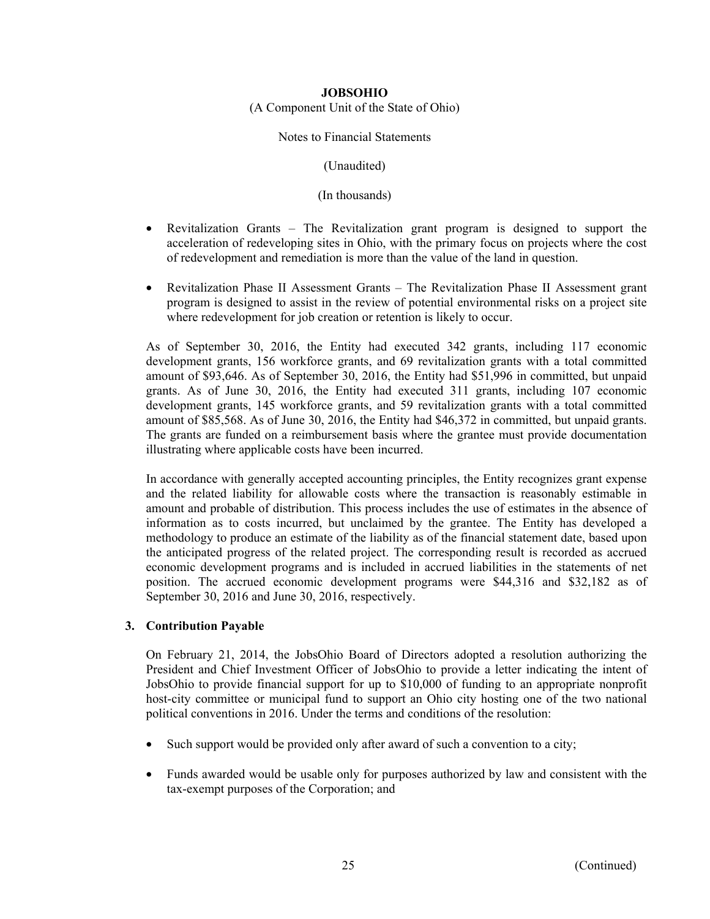**JOBSOHIO**
(A Component Unit of the State of Ohio)

Notes to Financial Statements

(Unaudited)

(In thousands)

- Revitalization Grants – The Revitalization grant program is designed to support the acceleration of redeveloping sites in Ohio, with the primary focus on projects where the cost of redevelopment and remediation is more than the value of the land in question.

- Revitalization Phase II Assessment Grants – The Revitalization Phase II Assessment grant program is designed to assist in the review of potential environmental risks on a project site where redevelopment for job creation or retention is likely to occur.

As of September 30, 2016, the Entity had executed 342 grants, including 117 economic development grants, 156 workforce grants, and 69 revitalization grants with a total committed amount of $93,646. As of September 30, 2016, the Entity had $51,996 in committed, but unpaid grants. As of June 30, 2016, the Entity had executed 311 grants, including 107 economic development grants, 145 workforce grants, and 59 revitalization grants with a total committed amount of $85,568. As of June 30, 2016, the Entity had $46,372 in committed, but unpaid grants. The grants are funded on a reimbursement basis where the grantee must provide documentation illustrating where applicable costs have been incurred.

In accordance with generally accepted accounting principles, the Entity recognizes grant expense and the related liability for allowable costs where the transaction is reasonably estimable in amount and probable of distribution. This process includes the use of estimates in the absence of information as to costs incurred, but unclaimed by the grantee. The Entity has developed a methodology to produce an estimate of the liability as of the financial statement date, based upon the anticipated progress of the related project. The corresponding result is recorded as accrued economic development programs and is included in accrued liabilities in the statements of net position. The accrued economic development programs were $44,316 and $32,182 as of September 30, 2016 and June 30, 2016, respectively.

## 3. Contribution Payable

On February 21, 2014, the JobsOhio Board of Directors adopted a resolution authorizing the President and Chief Investment Officer of JobsOhio to provide a letter indicating the intent of JobsOhio to provide financial support for up to $10,000 of funding to an appropriate nonprofit host-city committee or municipal fund to support an Ohio city hosting one of the two national political conventions in 2016. Under the terms and conditions of the resolution:

- Such support would be provided only after award of such a convention to a city;

- Funds awarded would be usable only for purposes authorized by law and consistent with the tax-exempt purposes of the Corporation; and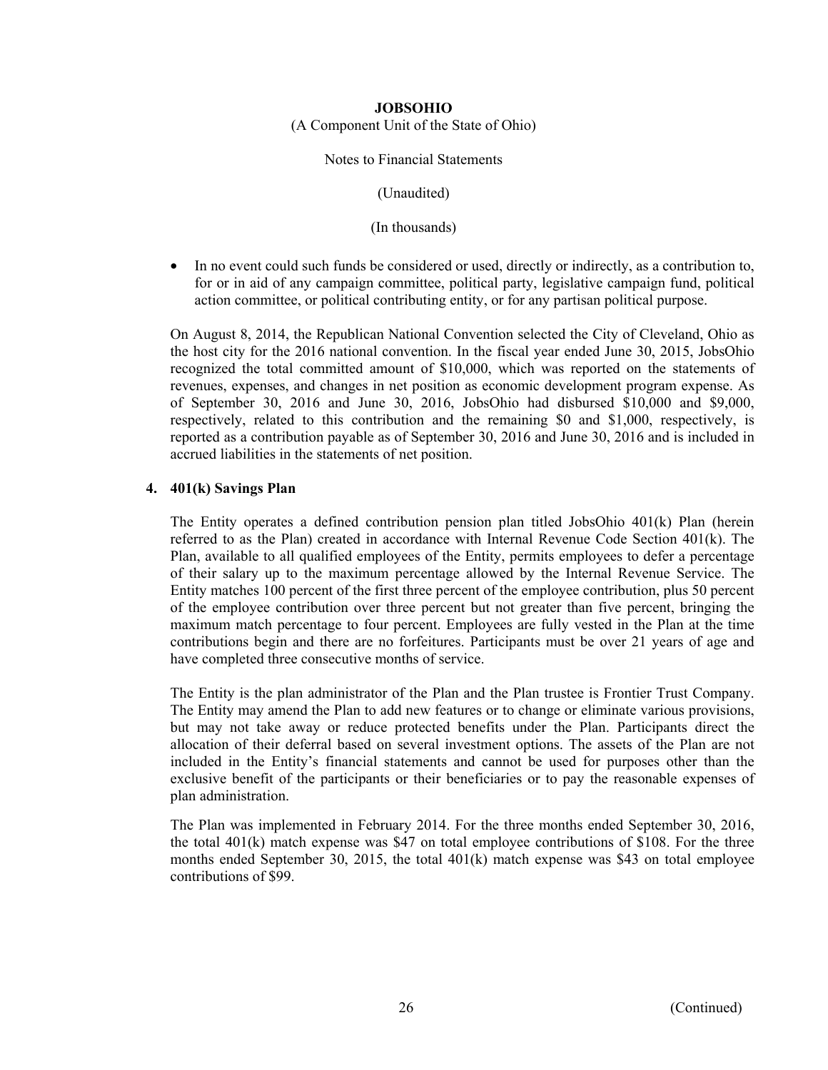- In no event could such funds be considered or used, directly or indirectly, as a contribution to, for or in aid of any campaign committee, political party, legislative campaign fund, political action committee, or political contributing entity, or for any partisan political purpose.

On August 8, 2014, the Republican National Convention selected the City of Cleveland, Ohio as the host city for the 2016 national convention. In the fiscal year ended June 30, 2015, JobsOhio recognized the total committed amount of $10,000, which was reported on the statements of revenues, expenses, and changes in net position as economic development program expense. As of September 30, 2016 and June 30, 2016, JobsOhio had disbursed $10,000 and $9,000, respectively, related to this contribution and the remaining $0 and $1,000, respectively, is reported as a contribution payable as of September 30, 2016 and June 30, 2016 and is included in accrued liabilities in the statements of net position.

## 4. 401(k) Savings Plan

The Entity operates a defined contribution pension plan titled JobsOhio 401(k) Plan (herein referred to as the Plan) created in accordance with Internal Revenue Code Section 401(k). The Plan, available to all qualified employees of the Entity, permits employees to defer a percentage of their salary up to the maximum percentage allowed by the Internal Revenue Service. The Entity matches 100 percent of the first three percent of the employee contribution, plus 50 percent of the employee contribution over three percent but not greater than five percent, bringing the maximum match percentage to four percent. Employees are fully vested in the Plan at the time contributions begin and there are no forfeitures. Participants must be over 21 years of age and have completed three consecutive months of service.

The Entity is the plan administrator of the Plan and the Plan trustee is Frontier Trust Company. The Entity may amend the Plan to add new features or to change or eliminate various provisions, but may not take away or reduce protected benefits under the Plan. Participants direct the allocation of their deferral based on several investment options. The assets of the Plan are not included in the Entity's financial statements and cannot be used for purposes other than the exclusive benefit of the participants or their beneficiaries or to pay the reasonable expenses of plan administration.

The Plan was implemented in February 2014. For the three months ended September 30, 2016, the total 401(k) match expense was $47 on total employee contributions of $108. For the three months ended September 30, 2015, the total 401(k) match expense was $43 on total employee contributions of $99.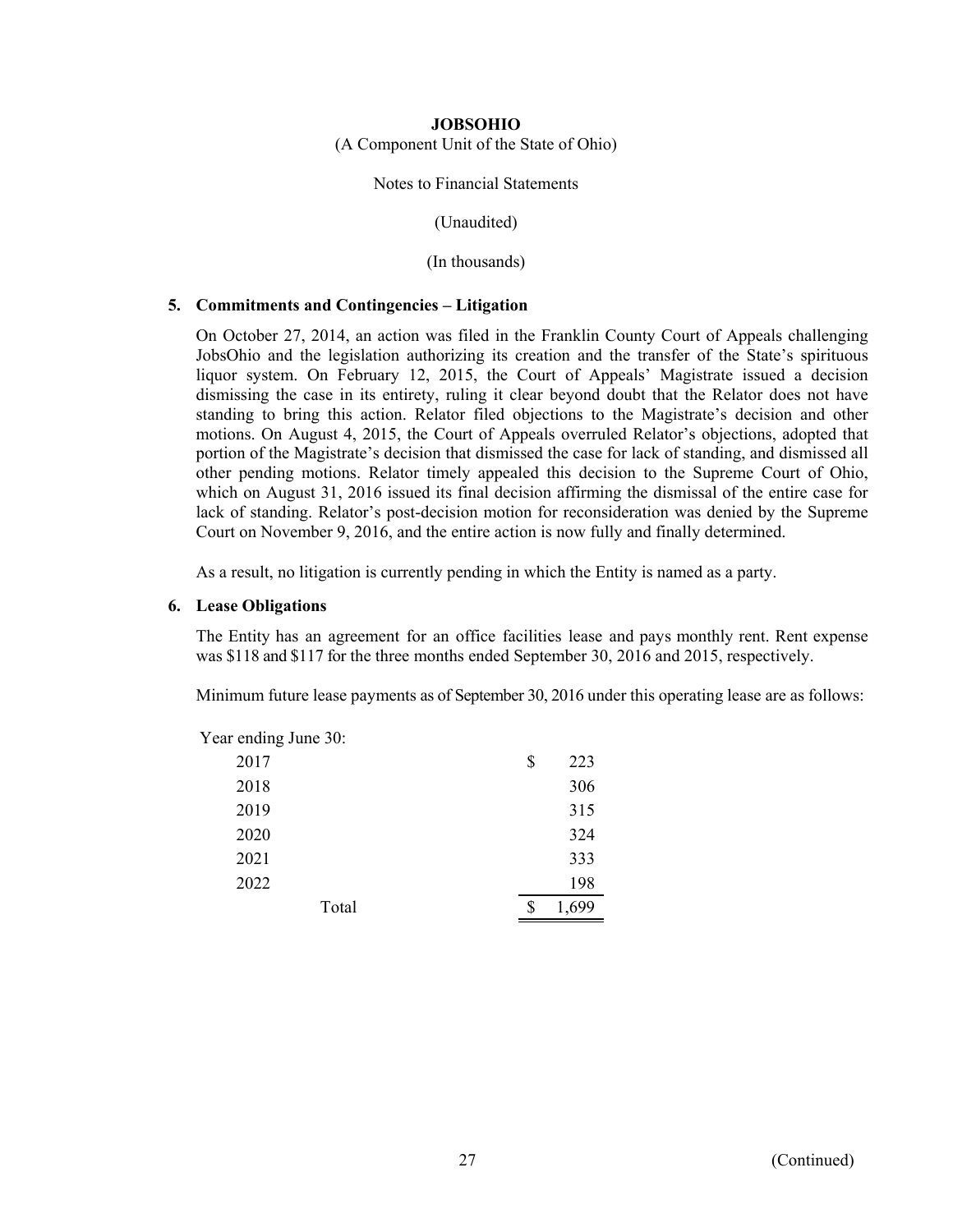**JOBSOHIO**

(A Component Unit of the State of Ohio)

Notes to Financial Statements

(Unaudited)

(In thousands)

**5. Commitments and Contingencies – Litigation**

On October 27, 2014, an action was filed in the Franklin County Court of Appeals challenging JobsOhio and the legislation authorizing its creation and the transfer of the State's spirituous liquor system. On February 12, 2015, the Court of Appeals' Magistrate issued a decision dismissing the case in its entirety, ruling it clear beyond doubt that the Relator does not have standing to bring this action. Relator filed objections to the Magistrate's decision and other motions. On August 4, 2015, the Court of Appeals overruled Relator's objections, adopted that portion of the Magistrate's decision that dismissed the case for lack of standing, and dismissed all other pending motions. Relator timely appealed this decision to the Supreme Court of Ohio, which on August 31, 2016 issued its final decision affirming the dismissal of the entire case for lack of standing. Relator's post-decision motion for reconsideration was denied by the Supreme Court on November 9, 2016, and the entire action is now fully and finally determined.

As a result, no litigation is currently pending in which the Entity is named as a party.

**6. Lease Obligations**

The Entity has an agreement for an office facilities lease and pays monthly rent. Rent expense was $118 and $117 for the three months ended September 30, 2016 and 2015, respectively.

Minimum future lease payments as of September 30, 2016 under this operating lease are as follows:

| Year ending June 30: | |
|---|---|
| 2017 | $ 223 |
| 2018 | 306 |
| 2019 | 315 |
| 2020 | 324 |
| 2021 | 333 |
| 2022 | 198 |
| Total | $ 1,699 |

(Continued)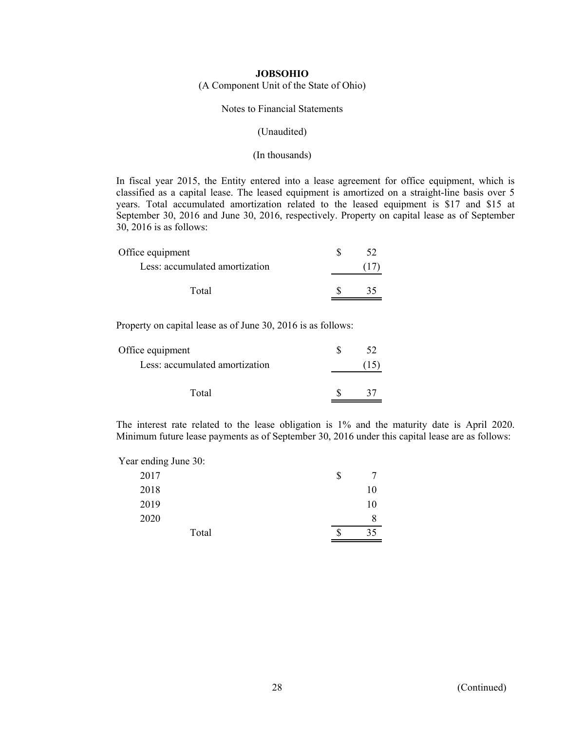**JOBSOHIO**

(A Component Unit of the State of Ohio)

Notes to Financial Statements

(Unaudited)

(In thousands)

In fiscal year 2015, the Entity entered into a lease agreement for office equipment, which is classified as a capital lease. The leased equipment is amortized on a straight-line basis over 5 years. Total accumulated amortization related to the leased equipment is $17 and $15 at September 30, 2016 and June 30, 2016, respectively. Property on capital lease as of September 30, 2016 is as follows:

| | | |
|---|---|---|
| Office equipment | $ | 52 |
| Less: accumulated amortization | | (17) |
| Total | $ | 35 |

Property on capital lease as of June 30, 2016 is as follows:

| | | |
|---|---|---|
| Office equipment | $ | 52 |
| Less: accumulated amortization | | (15) |
| Total | $ | 37 |

The interest rate related to the lease obligation is 1% and the maturity date is April 2020. Minimum future lease payments as of September 30, 2016 under this capital lease are as follows:

| Year ending June 30: | | |
|---|---|---|
| 2017 | $ | 7 |
| 2018 | | 10 |
| 2019 | | 10 |
| 2020 | | 8 |
| Total | $ | 35 |

(Continued)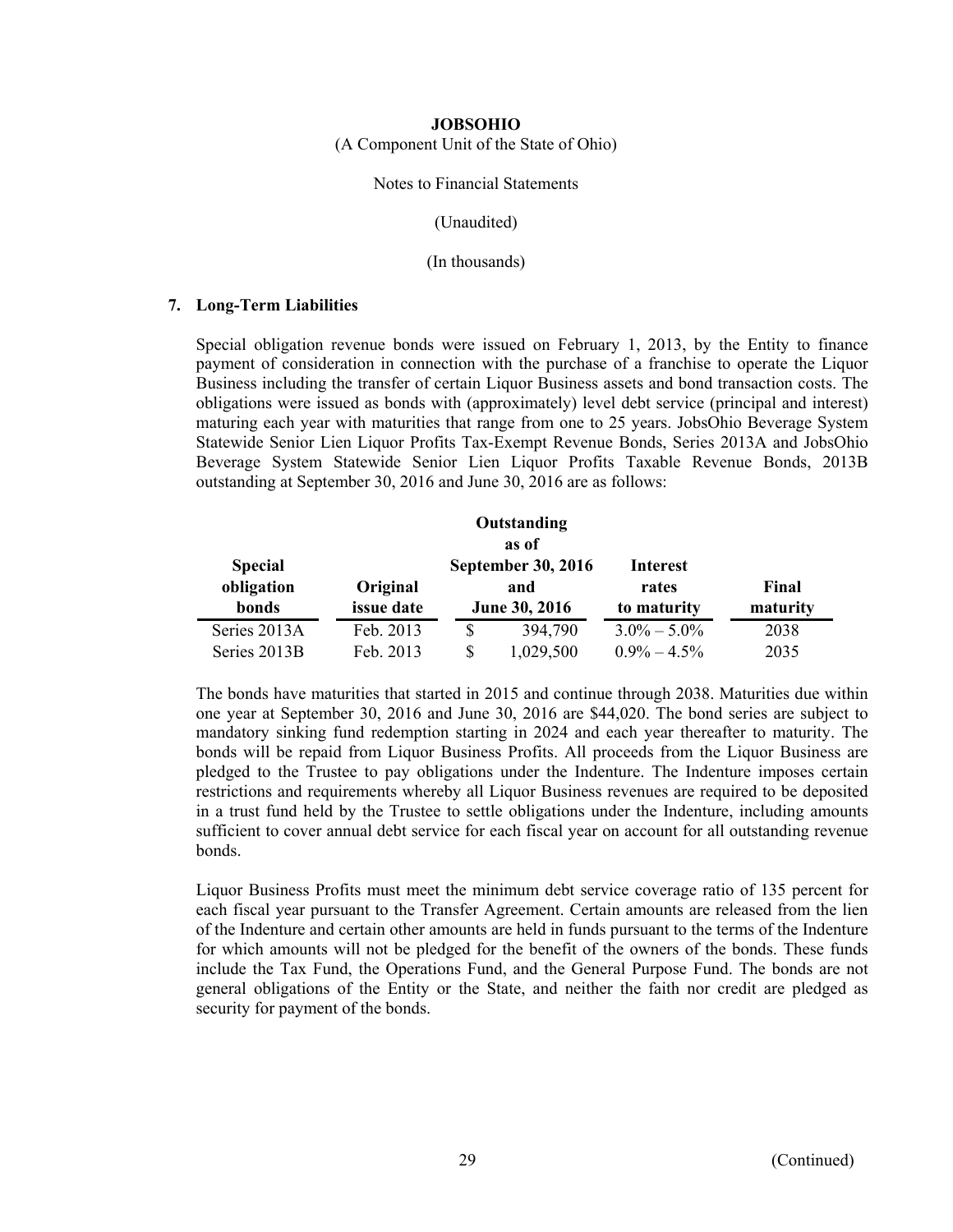**JOBSOHIO**

(A Component Unit of the State of Ohio)

Notes to Financial Statements

(Unaudited)

(In thousands)

## 7. Long-Term Liabilities

Special obligation revenue bonds were issued on February 1, 2013, by the Entity to finance payment of consideration in connection with the purchase of a franchise to operate the Liquor Business including the transfer of certain Liquor Business assets and bond transaction costs. The obligations were issued as bonds with (approximately) level debt service (principal and interest) maturing each year with maturities that range from one to 25 years. JobsOhio Beverage System Statewide Senior Lien Liquor Profits Tax-Exempt Revenue Bonds, Series 2013A and JobsOhio Beverage System Statewide Senior Lien Liquor Profits Taxable Revenue Bonds, 2013B outstanding at September 30, 2016 and June 30, 2016 are as follows:

| Special obligation bonds | Original issue date | Outstanding as of September 30, 2016 and June 30, 2016 | Interest rates to maturity | Final maturity |
|---|---|---|---|---|
| Series 2013A | Feb. 2013 | $ 394,790 | 3.0% – 5.0% | 2038 |
| Series 2013B | Feb. 2013 | $ 1,029,500 | 0.9% – 4.5% | 2035 |

The bonds have maturities that started in 2015 and continue through 2038. Maturities due within one year at September 30, 2016 and June 30, 2016 are $44,020. The bond series are subject to mandatory sinking fund redemption starting in 2024 and each year thereafter to maturity. The bonds will be repaid from Liquor Business Profits. All proceeds from the Liquor Business are pledged to the Trustee to pay obligations under the Indenture. The Indenture imposes certain restrictions and requirements whereby all Liquor Business revenues are required to be deposited in a trust fund held by the Trustee to settle obligations under the Indenture, including amounts sufficient to cover annual debt service for each fiscal year on account for all outstanding revenue bonds.

Liquor Business Profits must meet the minimum debt service coverage ratio of 135 percent for each fiscal year pursuant to the Transfer Agreement. Certain amounts are released from the lien of the Indenture and certain other amounts are held in funds pursuant to the terms of the Indenture for which amounts will not be pledged for the benefit of the owners of the bonds. These funds include the Tax Fund, the Operations Fund, and the General Purpose Fund. The bonds are not general obligations of the Entity or the State, and neither the faith nor credit are pledged as security for payment of the bonds.

(Continued)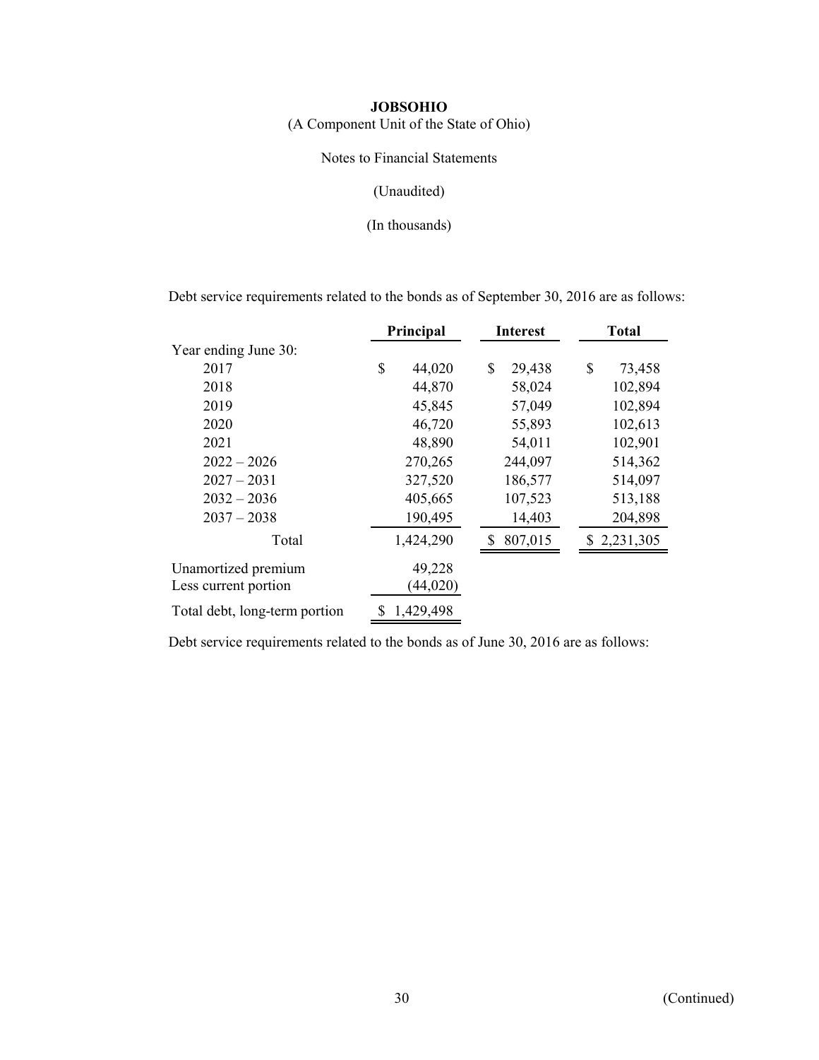**JOBSOHIO**
(A Component Unit of the State of Ohio)

Notes to Financial Statements

(Unaudited)

(In thousands)

Debt service requirements related to the bonds as of September 30, 2016 are as follows:

| | Principal | Interest | Total |
|---|---|---|---|
| Year ending June 30: | | | |
| 2017 | $ 44,020 | $ 29,438 | $ 73,458 |
| 2018 | 44,870 | 58,024 | 102,894 |
| 2019 | 45,845 | 57,049 | 102,894 |
| 2020 | 46,720 | 55,893 | 102,613 |
| 2021 | 48,890 | 54,011 | 102,901 |
| 2022 – 2026 | 270,265 | 244,097 | 514,362 |
| 2027 – 2031 | 327,520 | 186,577 | 514,097 |
| 2032 – 2036 | 405,665 | 107,523 | 513,188 |
| 2037 – 2038 | 190,495 | 14,403 | 204,898 |
| Total | 1,424,290 | $ 807,015 | $ 2,231,305 |
| Unamortized premium | 49,228 | | |
| Less current portion | (44,020) | | |
| Total debt, long-term portion | $ 1,429,498 | | |

Debt service requirements related to the bonds as of June 30, 2016 are as follows: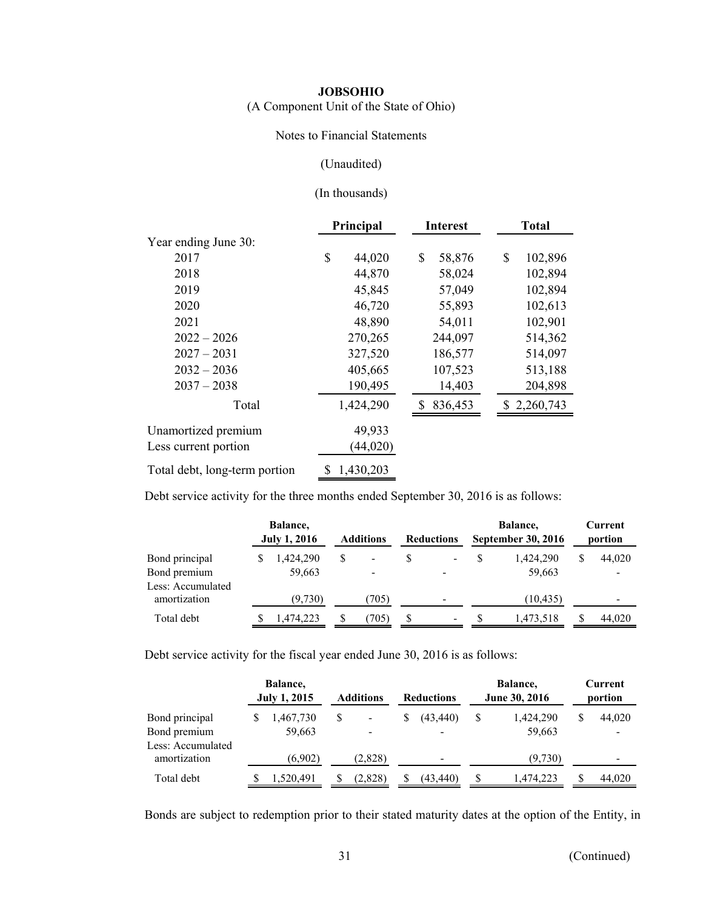**JOBSOHIO**

(A Component Unit of the State of Ohio)

Notes to Financial Statements

(Unaudited)

(In thousands)

| | Principal | Interest | Total |
|---|---|---|---|
| Year ending June 30: | | | |
| 2017 | $ 44,020 | $ 58,876 | $ 102,896 |
| 2018 | 44,870 | 58,024 | 102,894 |
| 2019 | 45,845 | 57,049 | 102,894 |
| 2020 | 46,720 | 55,893 | 102,613 |
| 2021 | 48,890 | 54,011 | 102,901 |
| 2022 – 2026 | 270,265 | 244,097 | 514,362 |
| 2027 – 2031 | 327,520 | 186,577 | 514,097 |
| 2032 – 2036 | 405,665 | 107,523 | 513,188 |
| 2037 – 2038 | 190,495 | 14,403 | 204,898 |
| Total | 1,424,290 | $ 836,453 | $ 2,260,743 |
| Unamortized premium | 49,933 | | |
| Less current portion | (44,020) | | |
| Total debt, long-term portion | $ 1,430,203 | | |

Debt service activity for the three months ended September 30, 2016 is as follows:

| | Balance, July 1, 2016 | Additions | Reductions | Balance, September 30, 2016 | Current portion |
|---|---|---|---|---|---|
| Bond principal | $ 1,424,290 | $ - | $ - | $ 1,424,290 | $ 44,020 |
| Bond premium | 59,663 | - | - | 59,663 | - |
| Less: Accumulated amortization | (9,730) | (705) | - | (10,435) | - |
| Total debt | $ 1,474,223 | $ (705) | $ - | $ 1,473,518 | $ 44,020 |

Debt service activity for the fiscal year ended June 30, 2016 is as follows:

| | Balance, July 1, 2015 | Additions | Reductions | Balance, June 30, 2016 | Current portion |
|---|---|---|---|---|---|
| Bond principal | $ 1,467,730 | $ - | $ (43,440) | $ 1,424,290 | $ 44,020 |
| Bond premium | 59,663 | - | - | 59,663 | - |
| Less: Accumulated amortization | (6,902) | (2,828) | - | (9,730) | - |
| Total debt | $ 1,520,491 | $ (2,828) | $ (43,440) | $ 1,474,223 | $ 44,020 |

Bonds are subject to redemption prior to their stated maturity dates at the option of the Entity, in

(Continued)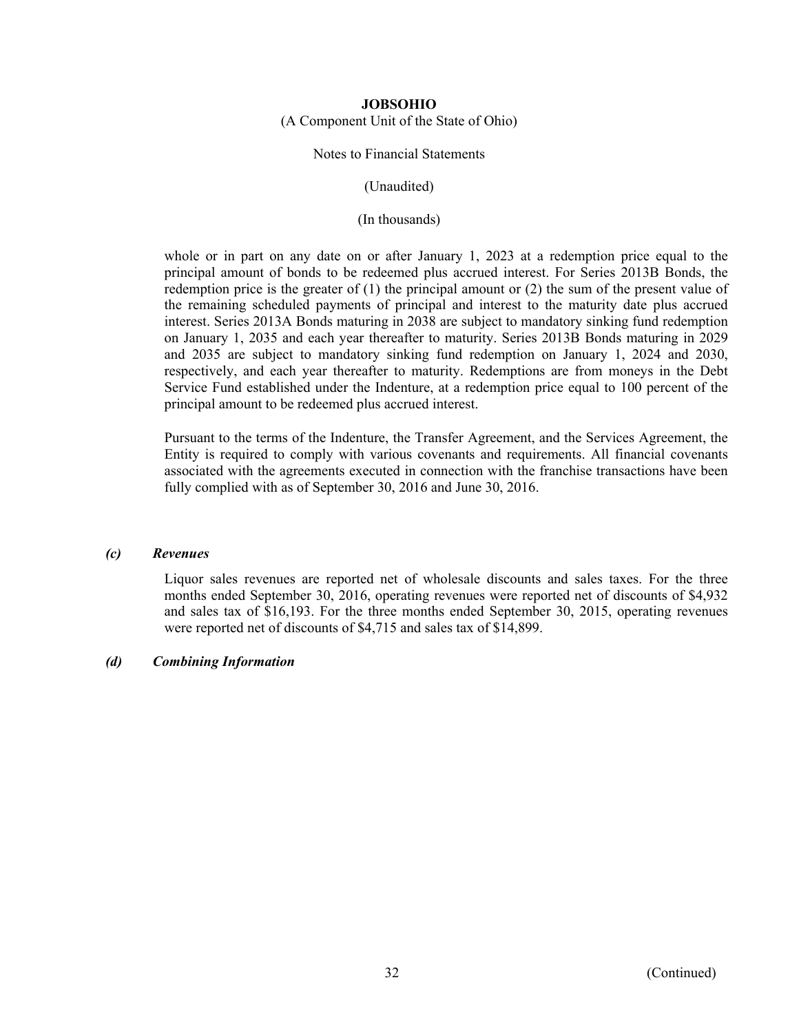whole or in part on any date on or after January 1, 2023 at a redemption price equal to the principal amount of bonds to be redeemed plus accrued interest. For Series 2013B Bonds, the redemption price is the greater of (1) the principal amount or (2) the sum of the present value of the remaining scheduled payments of principal and interest to the maturity date plus accrued interest. Series 2013A Bonds maturing in 2038 are subject to mandatory sinking fund redemption on January 1, 2035 and each year thereafter to maturity. Series 2013B Bonds maturing in 2029 and 2035 are subject to mandatory sinking fund redemption on January 1, 2024 and 2030, respectively, and each year thereafter to maturity. Redemptions are from moneys in the Debt Service Fund established under the Indenture, at a redemption price equal to 100 percent of the principal amount to be redeemed plus accrued interest.

Pursuant to the terms of the Indenture, the Transfer Agreement, and the Services Agreement, the Entity is required to comply with various covenants and requirements. All financial covenants associated with the agreements executed in connection with the franchise transactions have been fully complied with as of September 30, 2016 and June 30, 2016.

### *(c) Revenues*

Liquor sales revenues are reported net of wholesale discounts and sales taxes. For the three months ended September 30, 2016, operating revenues were reported net of discounts of $4,932 and sales tax of $16,193. For the three months ended September 30, 2015, operating revenues were reported net of discounts of $4,715 and sales tax of $14,899.

### *(d) Combining Information*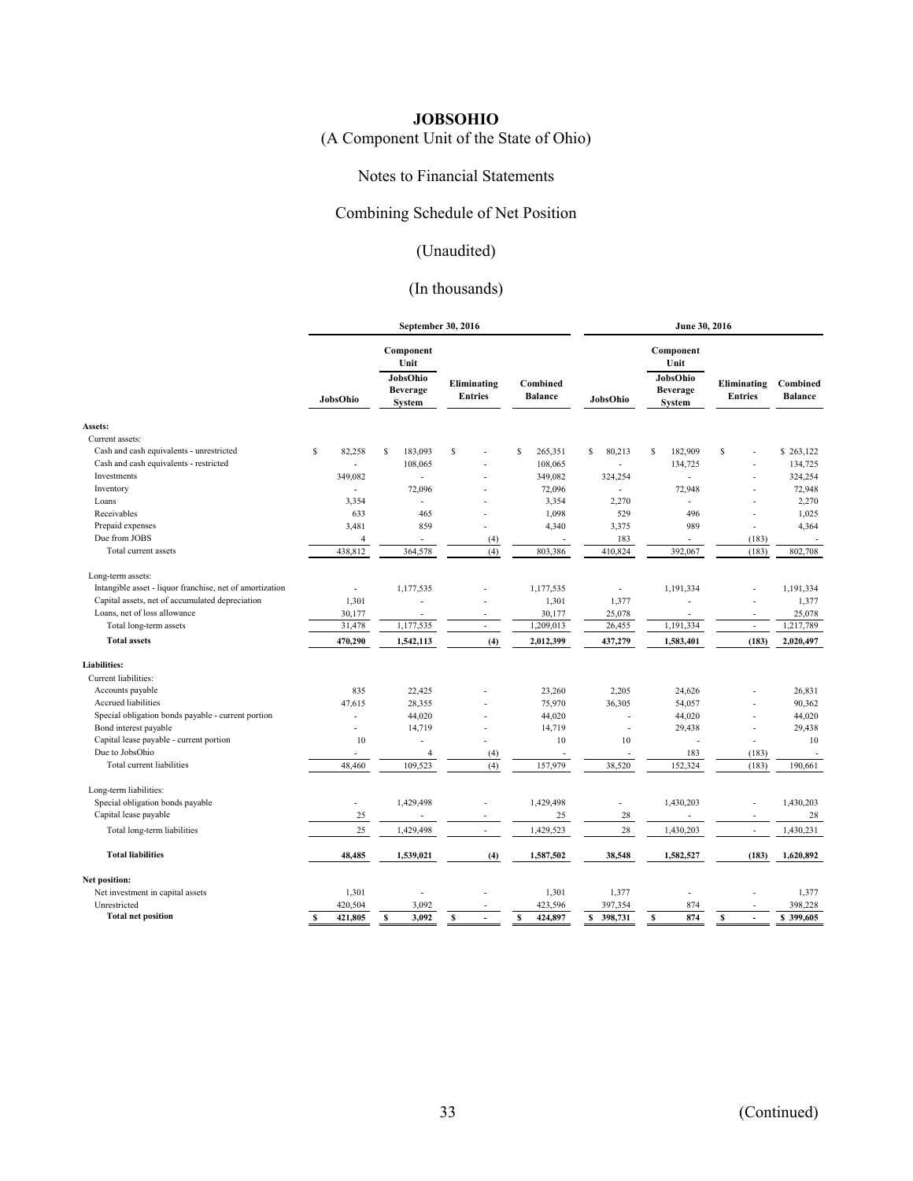# JOBSOHIO

(A Component Unit of the State of Ohio)

Notes to Financial Statements

Combining Schedule of Net Position

(Unaudited)

(In thousands)

| | September 30, 2016 | | | | June 30, 2016 | | | |
|---|---|---|---|---|---|---|---|---|
| | JobsOhio | Component Unit JobsOhio Beverage System | Eliminating Entries | Combined Balance | JobsOhio | Component Unit JobsOhio Beverage System | Eliminating Entries | Combined Balance |
| **Assets:** | | | | | | | | |
| Current assets: | | | | | | | | |
| Cash and cash equivalents - unrestricted | $ 82,258 | $ 183,093 | $ - | $ 265,351 | $ 80,213 | $ 182,909 | $ - | $ 263,122 |
| Cash and cash equivalents - restricted | - | 108,065 | - | 108,065 | - | 134,725 | - | 134,725 |
| Investments | 349,082 | - | - | 349,082 | 324,254 | - | - | 324,254 |
| Inventory | - | 72,096 | - | 72,096 | - | 72,948 | - | 72,948 |
| Loans | 3,354 | - | - | 3,354 | 2,270 | - | - | 2,270 |
| Receivables | 633 | 465 | - | 1,098 | 529 | 496 | - | 1,025 |
| Prepaid expenses | 3,481 | 859 | - | 4,340 | 3,375 | 989 | - | 4,364 |
| Due from JOBS | 4 | - | (4) | - | 183 | - | (183) | - |
| Total current assets | 438,812 | 364,578 | (4) | 803,386 | 410,824 | 392,067 | (183) | 802,708 |
| Long-term assets: | | | | | | | | |
| Intangible asset - liquor franchise, net of amortization | - | 1,177,535 | - | 1,177,535 | - | 1,191,334 | - | 1,191,334 |
| Capital assets, net of accumulated depreciation | 1,301 | - | - | 1,301 | 1,377 | - | - | 1,377 |
| Loans, net of loss allowance | 30,177 | - | - | 30,177 | 25,078 | - | - | 25,078 |
| Total long-term assets | 31,478 | 1,177,535 | - | 1,209,013 | 26,455 | 1,191,334 | - | 1,217,789 |
| **Total assets** | **470,290** | **1,542,113** | **(4)** | **2,012,399** | **437,279** | **1,583,401** | **(183)** | **2,020,497** |
| **Liabilities:** | | | | | | | | |
| Current liabilities: | | | | | | | | |
| Accounts payable | 835 | 22,425 | - | 23,260 | 2,205 | 24,626 | - | 26,831 |
| Accrued liabilities | 47,615 | 28,355 | - | 75,970 | 36,305 | 54,057 | - | 90,362 |
| Special obligation bonds payable - current portion | - | 44,020 | - | 44,020 | - | 44,020 | - | 44,020 |
| Bond interest payable | - | 14,719 | - | 14,719 | - | 29,438 | - | 29,438 |
| Capital lease payable - current portion | 10 | - | - | 10 | 10 | - | - | 10 |
| Due to JobsOhio | - | 4 | (4) | - | - | 183 | (183) | - |
| Total current liabilities | 48,460 | 109,523 | (4) | 157,979 | 38,520 | 152,324 | (183) | 190,661 |
| Long-term liabilities: | | | | | | | | |
| Special obligation bonds payable | - | 1,429,498 | - | 1,429,498 | - | 1,430,203 | - | 1,430,203 |
| Capital lease payable | 25 | - | - | 25 | 28 | - | - | 28 |
| Total long-term liabilities | 25 | 1,429,498 | - | 1,429,523 | 28 | 1,430,203 | - | 1,430,231 |
| **Total liabilities** | **48,485** | **1,539,021** | **(4)** | **1,587,502** | **38,548** | **1,582,527** | **(183)** | **1,620,892** |
| **Net position:** | | | | | | | | |
| Net investment in capital assets | 1,301 | - | - | 1,301 | 1,377 | - | - | 1,377 |
| Unrestricted | 420,504 | 3,092 | - | 423,596 | 397,354 | 874 | - | 398,228 |
| **Total net position** | **$ 421,805** | **$ 3,092** | **$ -** | **$ 424,897** | **$ 398,731** | **$ 874** | **$ -** | **$ 399,605** |

(Continued)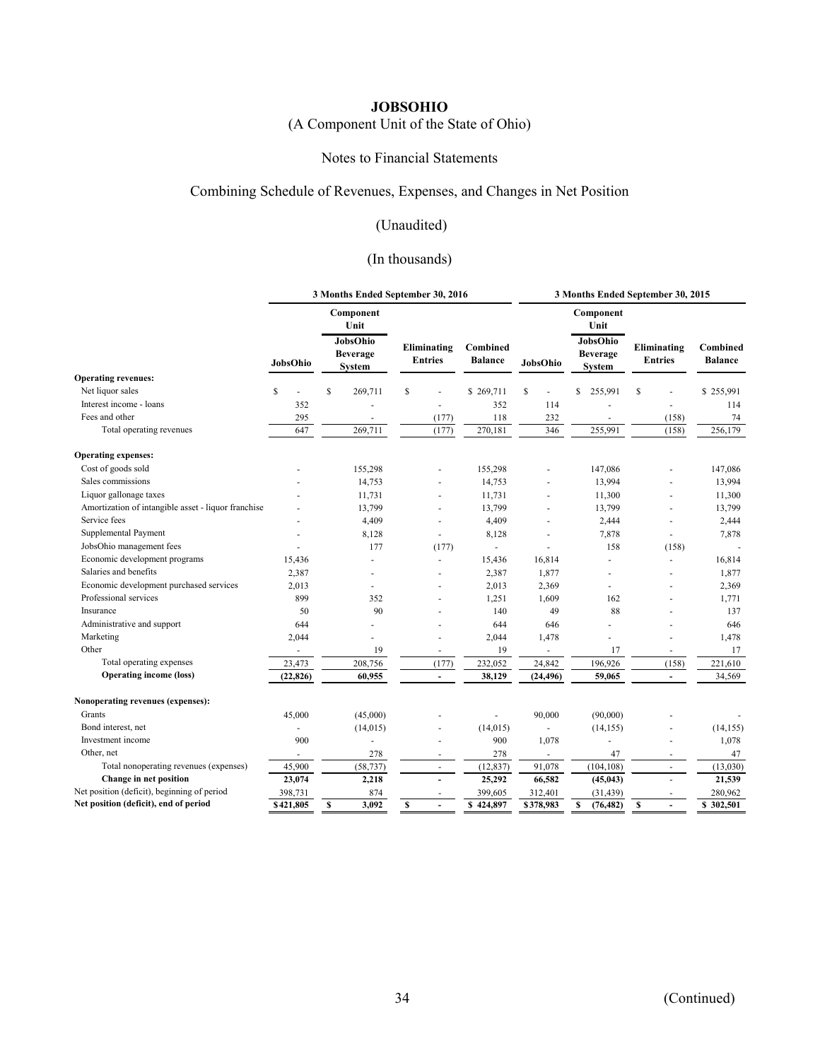**JOBSOHIO**

(A Component Unit of the State of Ohio)

Notes to Financial Statements

Combining Schedule of Revenues, Expenses, and Changes in Net Position

(Unaudited)

(In thousands)

| | 3 Months Ended September 30, 2016 | | | | 3 Months Ended September 30, 2015 | | | |
|---|---|---|---|---|---|---|---|---|
| | | Component Unit | | | | Component Unit | | |
| | JobsOhio | JobsOhio Beverage System | Eliminating Entries | Combined Balance | JobsOhio | JobsOhio Beverage System | Eliminating Entries | Combined Balance |
| **Operating revenues:** | | | | | | | | |
| Net liquor sales | $ - | $ 269,711 | $ - | $ 269,711 | $ - | $ 255,991 | $ - | $ 255,991 |
| Interest income - loans | 352 | - | - | 352 | 114 | - | - | 114 |
| Fees and other | 295 | - | (177) | 118 | 232 | - | (158) | 74 |
| Total operating revenues | 647 | 269,711 | (177) | 270,181 | 346 | 255,991 | (158) | 256,179 |
| **Operating expenses:** | | | | | | | | |
| Cost of goods sold | - | 155,298 | - | 155,298 | - | 147,086 | - | 147,086 |
| Sales commissions | - | 14,753 | - | 14,753 | - | 13,994 | - | 13,994 |
| Liquor gallonage taxes | - | 11,731 | - | 11,731 | - | 11,300 | - | 11,300 |
| Amortization of intangible asset - liquor franchise | - | 13,799 | - | 13,799 | - | 13,799 | - | 13,799 |
| Service fees | - | 4,409 | - | 4,409 | - | 2,444 | - | 2,444 |
| Supplemental Payment | - | 8,128 | - | 8,128 | - | 7,878 | - | 7,878 |
| JobsOhio management fees | - | 177 | (177) | - | - | 158 | (158) | - |
| Economic development programs | 15,436 | - | - | 15,436 | 16,814 | - | - | 16,814 |
| Salaries and benefits | 2,387 | - | - | 2,387 | 1,877 | - | - | 1,877 |
| Economic development purchased services | 2,013 | - | - | 2,013 | 2,369 | - | - | 2,369 |
| Professional services | 899 | 352 | - | 1,251 | 1,609 | 162 | - | 1,771 |
| Insurance | 50 | 90 | - | 140 | 49 | 88 | - | 137 |
| Administrative and support | 644 | - | - | 644 | 646 | - | - | 646 |
| Marketing | 2,044 | - | - | 2,044 | 1,478 | - | - | 1,478 |
| Other | - | 19 | - | 19 | - | 17 | - | 17 |
| Total operating expenses | 23,473 | 208,756 | (177) | 232,052 | 24,842 | 196,926 | (158) | 221,610 |
| **Operating income (loss)** | **(22,826)** | **60,955** | **-** | **38,129** | **(24,496)** | **59,065** | **-** | **34,569** |
| **Nonoperating revenues (expenses):** | | | | | | | | |
| Grants | 45,000 | (45,000) | - | - | 90,000 | (90,000) | - | - |
| Bond interest, net | - | (14,015) | - | (14,015) | - | (14,155) | - | (14,155) |
| Investment income | 900 | - | - | 900 | 1,078 | - | - | 1,078 |
| Other, net | - | 278 | - | 278 | - | 47 | - | 47 |
| Total nonoperating revenues (expenses) | 45,900 | (58,737) | - | (12,837) | 91,078 | (104,108) | - | (13,030) |
| **Change in net position** | **23,074** | **2,218** | **-** | **25,292** | **66,582** | **(45,043)** | **-** | **21,539** |
| Net position (deficit), beginning of period | 398,731 | 874 | - | 399,605 | 312,401 | (31,439) | - | 280,962 |
| **Net position (deficit), end of period** | **$421,805** | **$ 3,092** | **$ -** | **$ 424,897** | **$378,983** | **$ (76,482)** | **$ -** | **$ 302,501** |

(Continued)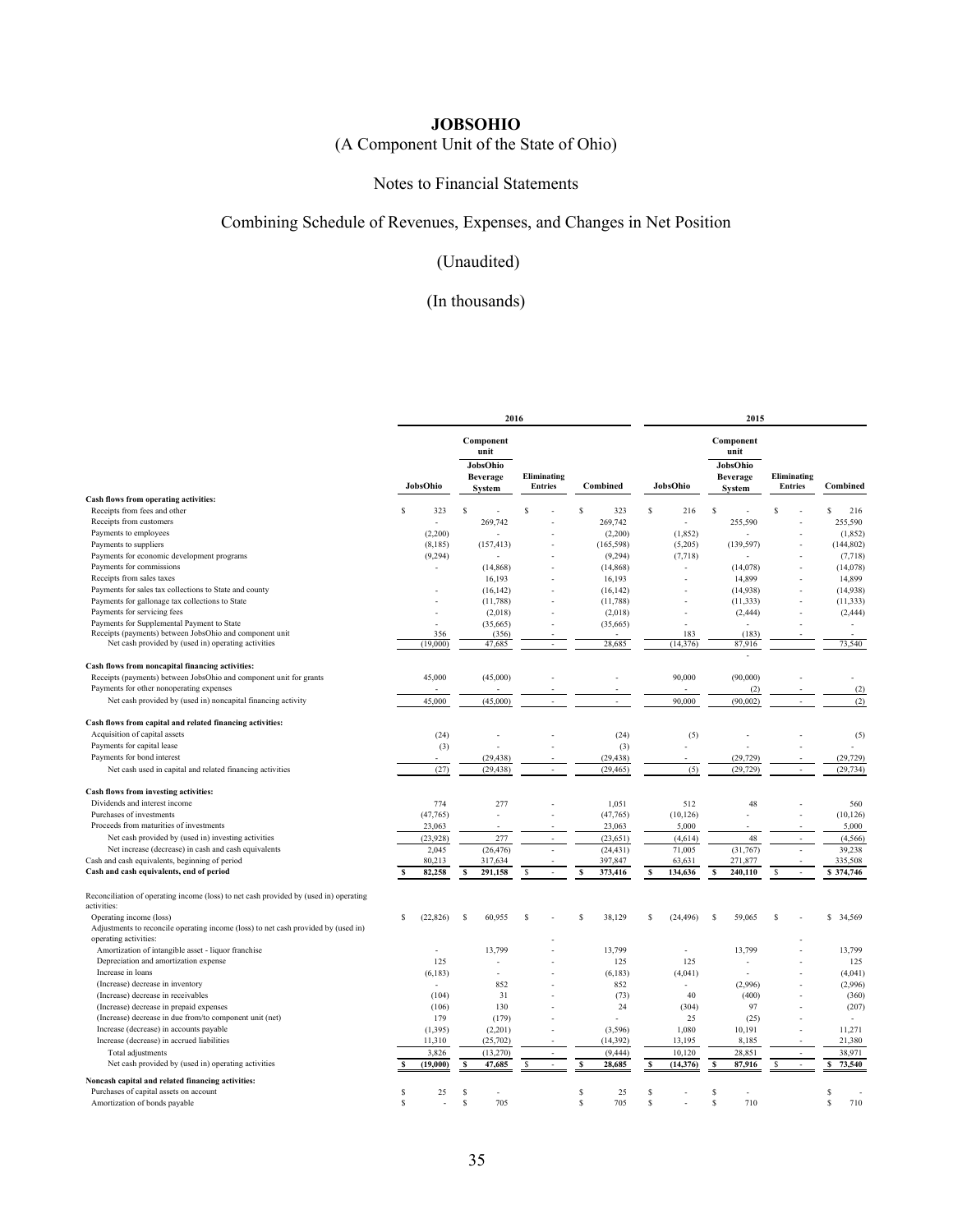# JOBSOHIO

(A Component Unit of the State of Ohio)

Notes to Financial Statements

Combining Schedule of Revenues, Expenses, and Changes in Net Position

(Unaudited)

(In thousands)

| | 2016 | | | | 2015 | | | |
|---|---|---|---|---|---|---|---|---|
| | | Component unit | | | | Component unit | | |
| | JobsOhio | JobsOhio Beverage System | Eliminating Entries | Combined | JobsOhio | JobsOhio Beverage System | Eliminating Entries | Combined |
| **Cash flows from operating activities:** | | | | | | | | |
| Receipts from fees and other | $ 323 | $ - | $ - | $ 323 | $ 216 | $ - | $ - | $ 216 |
| Receipts from customers | - | 269,742 | - | 269,742 | - | 255,590 | - | 255,590 |
| Payments to employees | (2,200) | - | - | (2,200) | (1,852) | - | - | (1,852) |
| Payments to suppliers | (8,185) | (157,413) | - | (165,598) | (5,205) | (139,597) | - | (144,802) |
| Payments for economic development programs | (9,294) | - | - | (9,294) | (7,718) | - | - | (7,718) |
| Payments for commissions | - | (14,868) | - | (14,868) | - | (14,078) | - | (14,078) |
| Receipts from sales taxes | | 16,193 | - | 16,193 | - | 14,899 | - | 14,899 |
| Payments for sales tax collections to State and county | - | (16,142) | - | (16,142) | - | (14,938) | - | (14,938) |
| Payments for gallonage tax collections to State | - | (11,788) | - | (11,788) | - | (11,333) | - | (11,333) |
| Payments for servicing fees | - | (2,018) | - | (2,018) | - | (2,444) | - | (2,444) |
| Payments for Supplemental Payment to State | - | (35,665) | - | (35,665) | - | - | - | - |
| Receipts (payments) between JobsOhio and component unit | 356 | (356) | - | - | 183 | (183) | - | - |
| Net cash provided by (used in) operating activities | (19,000) | 47,685 | - | 28,685 | (14,376) | 87,916 | | 73,540 |
| **Cash flows from noncapital financing activities:** | | | | | | | | |
| Receipts (payments) between JobsOhio and component unit for grants | 45,000 | (45,000) | - | - | 90,000 | (90,000) | - | - |
| Payments for other nonoperating expenses | - | - | - | - | - | (2) | - | (2) |
| Net cash provided by (used in) noncapital financing activity | 45,000 | (45,000) | - | - | 90,000 | (90,002) | - | (2) |
| **Cash flows from capital and related financing activities:** | | | | | | | | |
| Acquisition of capital assets | (24) | - | - | (24) | (5) | - | - | (5) |
| Payments for capital lease | (3) | - | - | (3) | - | - | - | - |
| Payments for bond interest | - | (29,438) | - | (29,438) | - | (29,729) | - | (29,729) |
| Net cash used in capital and related financing activities | (27) | (29,438) | - | (29,465) | (5) | (29,729) | - | (29,734) |
| **Cash flows from investing activities:** | | | | | | | | |
| Dividends and interest income | 774 | 277 | - | 1,051 | 512 | 48 | - | 560 |
| Purchases of investments | (47,765) | - | - | (47,765) | (10,126) | - | - | (10,126) |
| Proceeds from maturities of investments | 23,063 | - | - | 23,063 | 5,000 | - | - | 5,000 |
| Net cash provided by (used in) investing activities | (23,928) | 277 | - | (23,651) | (4,614) | 48 | - | (4,566) |
| Net increase (decrease) in cash and cash equivalents | 2,045 | (26,476) | - | (24,431) | 71,005 | (31,767) | - | 39,238 |
| Cash and cash equivalents, beginning of period | 80,213 | 317,634 | - | 397,847 | 63,631 | 271,877 | - | 335,508 |
| **Cash and cash equivalents, end of period** | **$ 82,258** | **$ 291,158** | **$ -** | **$ 373,416** | **$ 134,636** | **$ 240,110** | **$ -** | **$ 374,746** |
| Reconciliation of operating income (loss) to net cash provided by (used in) operating activities: | | | | | | | | |
| Operating income (loss) | $ (22,826) | $ 60,955 | $ - | $ 38,129 | $ (24,496) | $ 59,065 | $ - | $ 34,569 |
| Adjustments to reconcile operating income (loss) to net cash provided by (used in) operating activities: | | | - | | | | - | |
| Amortization of intangible asset - liquor franchise | - | 13,799 | - | 13,799 | - | 13,799 | - | 13,799 |
| Depreciation and amortization expense | 125 | - | - | 125 | 125 | - | - | 125 |
| Increase in loans | (6,183) | - | - | (6,183) | (4,041) | - | - | (4,041) |
| (Increase) decrease in inventory | - | 852 | - | 852 | - | (2,996) | - | (2,996) |
| (Increase) decrease in receivables | (104) | 31 | - | (73) | 40 | (400) | - | (360) |
| (Increase) decrease in prepaid expenses | (106) | 130 | - | 24 | (304) | 97 | - | (207) |
| (Increase) decrease in due from/to component unit (net) | 179 | (179) | - | - | 25 | (25) | - | - |
| Increase (decrease) in accounts payable | (1,395) | (2,201) | - | (3,596) | 1,080 | 10,191 | - | 11,271 |
| Increase (decrease) in accrued liabilities | 11,310 | (25,702) | - | (14,392) | 13,195 | 8,185 | - | 21,380 |
| Total adjustments | 3,826 | (13,270) | - | (9,444) | 10,120 | 28,851 | - | 38,971 |
| Net cash provided by (used in) operating activities | **$ (19,000)** | **$ 47,685** | **$ -** | **$ 28,685** | **$ (14,376)** | **$ 87,916** | **$ -** | **$ 73,540** |
| **Noncash capital and related financing activities:** | | | | | | | | |
| Purchases of capital assets on account | $ 25 | $ - | | $ 25 | $ - | $ - | | $ - |
| Amortization of bonds payable | $ - | $ 705 | | $ 705 | $ - | $ 710 | | $ 710 |